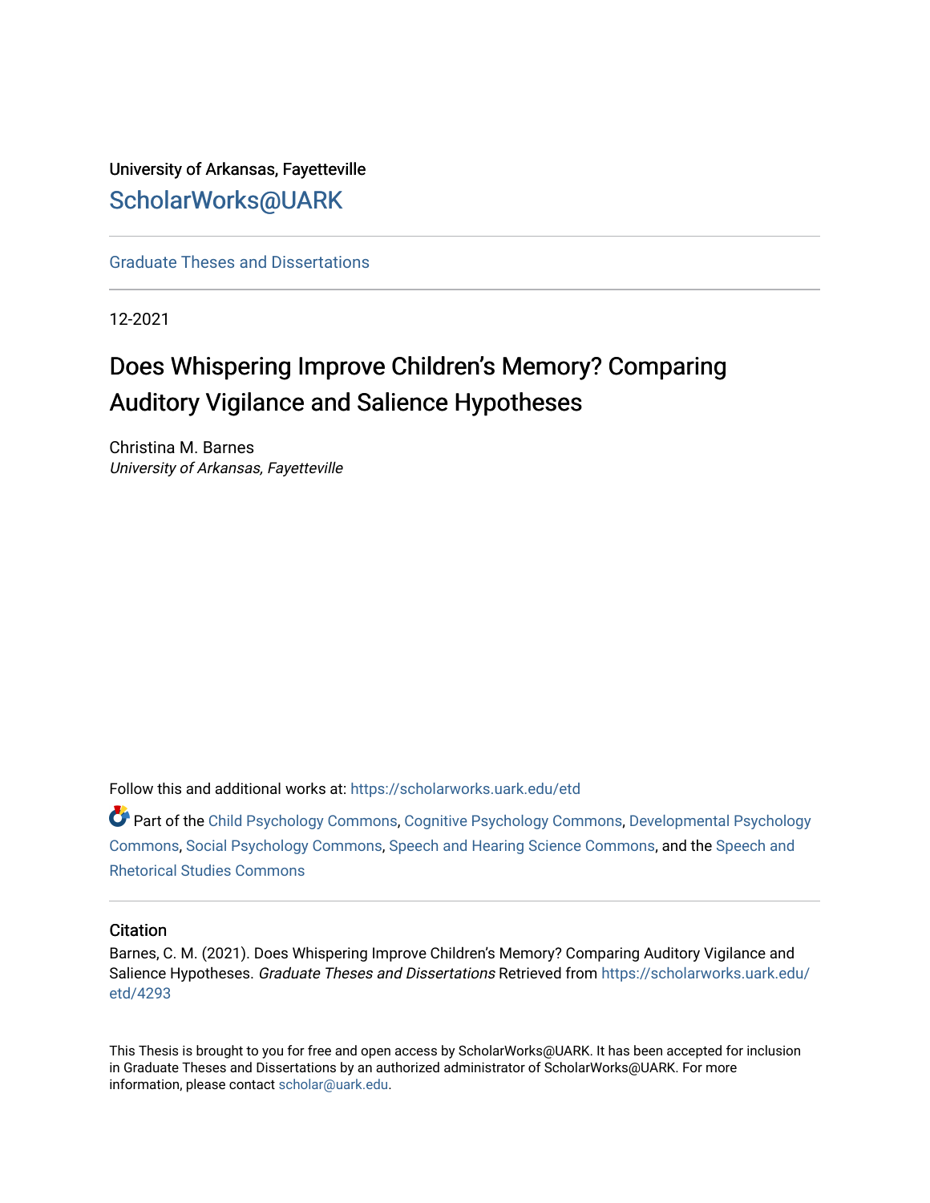University of Arkansas, Fayetteville

ScholarWorks@UARK

Graduate Theses and Dissertations

12-2021

# Does Whispering Improve Children's Memory? Comparing Auditory Vigilance and Salience Hypotheses

Christina M. Barnes

*University of Arkansas, Fayetteville*

Follow this and additional works at: https://scholarworks.uark.edu/etd

Part of the Child Psychology Commons, Cognitive Psychology Commons, Developmental Psychology Commons, Social Psychology Commons, Speech and Hearing Science Commons, and the Speech and Rhetorical Studies Commons

## Citation

Barnes, C. M. (2021). Does Whispering Improve Children's Memory? Comparing Auditory Vigilance and Salience Hypotheses. *Graduate Theses and Dissertations* Retrieved from https://scholarworks.uark.edu/etd/4293

This Thesis is brought to you for free and open access by ScholarWorks@UARK. It has been accepted for inclusion in Graduate Theses and Dissertations by an authorized administrator of ScholarWorks@UARK. For more information, please contact scholar@uark.edu.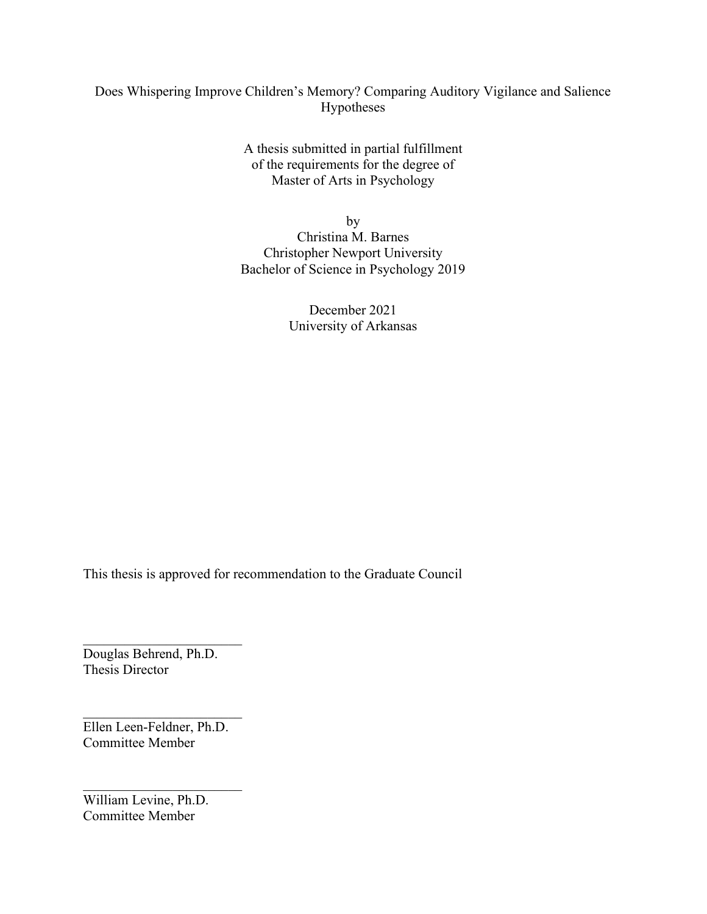Does Whispering Improve Children's Memory? Comparing Auditory Vigilance and Salience Hypotheses

A thesis submitted in partial fulfillment
of the requirements for the degree of
Master of Arts in Psychology

by
Christina M. Barnes
Christopher Newport University
Bachelor of Science in Psychology 2019

December 2021
University of Arkansas

This thesis is approved for recommendation to the Graduate Council

\_\_\_\_\_\_\_\_\_\_\_\_\_\_\_\_\_\_\_\_\_\_\_\_\_\_
Douglas Behrend, Ph.D.
Thesis Director

\_\_\_\_\_\_\_\_\_\_\_\_\_\_\_\_\_\_\_\_\_\_\_\_\_\_
Ellen Leen-Feldner, Ph.D.
Committee Member

\_\_\_\_\_\_\_\_\_\_\_\_\_\_\_\_\_\_\_\_\_\_\_\_\_\_
William Levine, Ph.D.
Committee Member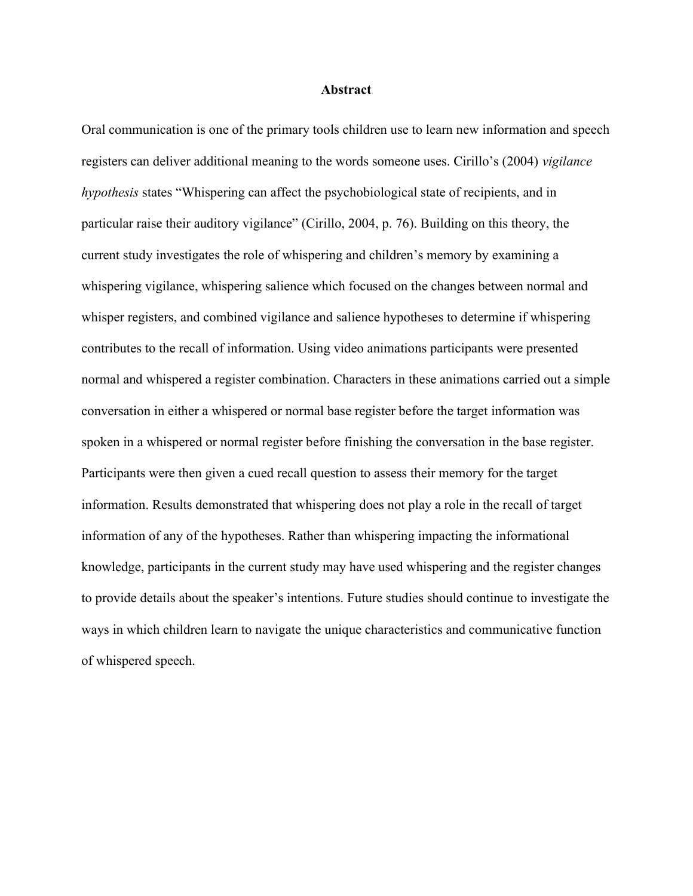## Abstract

Oral communication is one of the primary tools children use to learn new information and speech registers can deliver additional meaning to the words someone uses. Cirillo's (2004) *vigilance hypothesis* states "Whispering can affect the psychobiological state of recipients, and in particular raise their auditory vigilance" (Cirillo, 2004, p. 76). Building on this theory, the current study investigates the role of whispering and children's memory by examining a whispering vigilance, whispering salience which focused on the changes between normal and whisper registers, and combined vigilance and salience hypotheses to determine if whispering contributes to the recall of information. Using video animations participants were presented normal and whispered a register combination. Characters in these animations carried out a simple conversation in either a whispered or normal base register before the target information was spoken in a whispered or normal register before finishing the conversation in the base register. Participants were then given a cued recall question to assess their memory for the target information. Results demonstrated that whispering does not play a role in the recall of target information of any of the hypotheses. Rather than whispering impacting the informational knowledge, participants in the current study may have used whispering and the register changes to provide details about the speaker's intentions. Future studies should continue to investigate the ways in which children learn to navigate the unique characteristics and communicative function of whispered speech.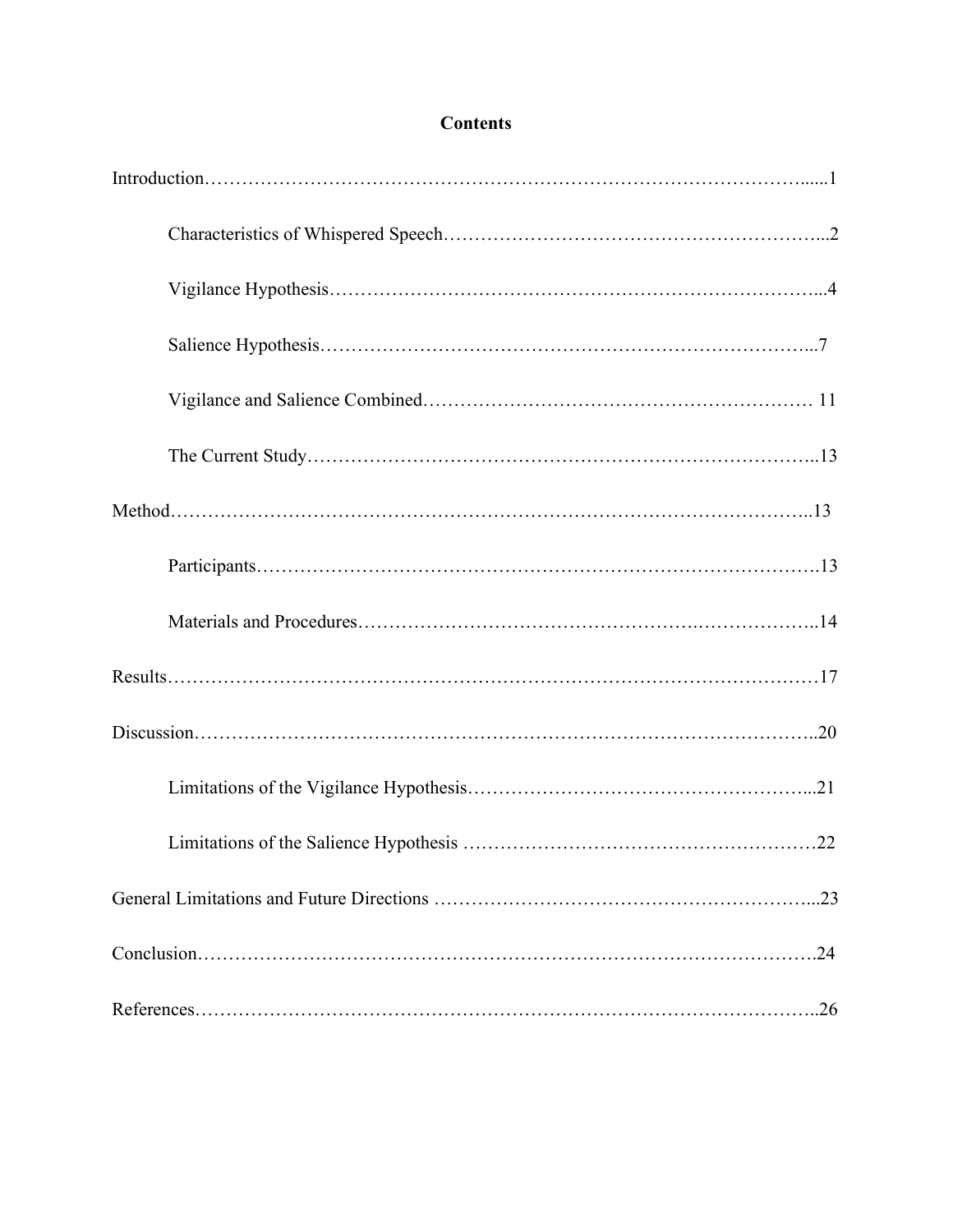# Contents

Introduction……………………………………………………………………………………......1

Characteristics of Whispered Speech…………………………………………………...2

Vigilance Hypothesis…………………………………………………………………...4

Salience Hypothesis……………………………………………………………………...7

Vigilance and Salience Combined…………………………………………………… 11

The Current Study……………………………………………………………………..13

Method…………………………………………………………………………………………..13

Participants……………………………………………………………………………….13

Materials and Procedures………………………………………………………………..14

Results……………………………………………………………………………………………17

Discussion………………………………………………………………………………………..20

Limitations of the Vigilance Hypothesis………………………………………………...21

Limitations of the Salience Hypothesis …………………………………………………22

General Limitations and Future Directions ……………………………………………………...23

Conclusion……………………………………………………………………………………….24

References………………………………………………………………………………………..26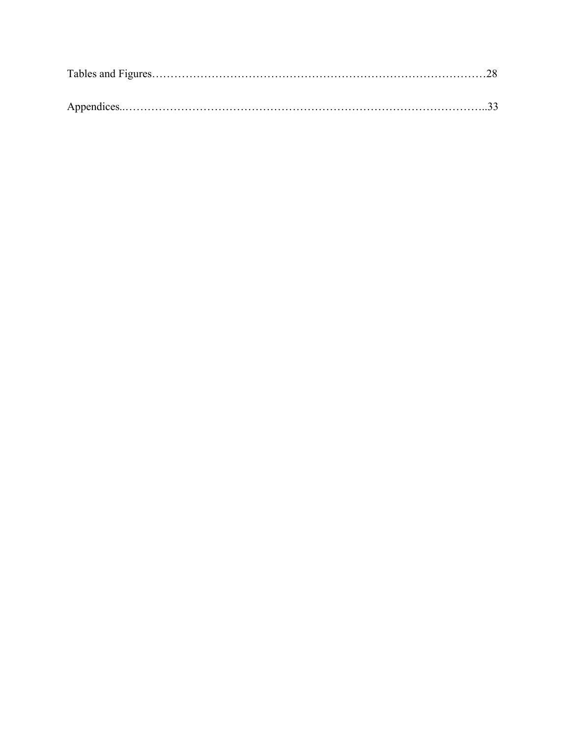Tables and Figures……………………………………………………………………………28

Appendices..…………………………………………………………………………………..33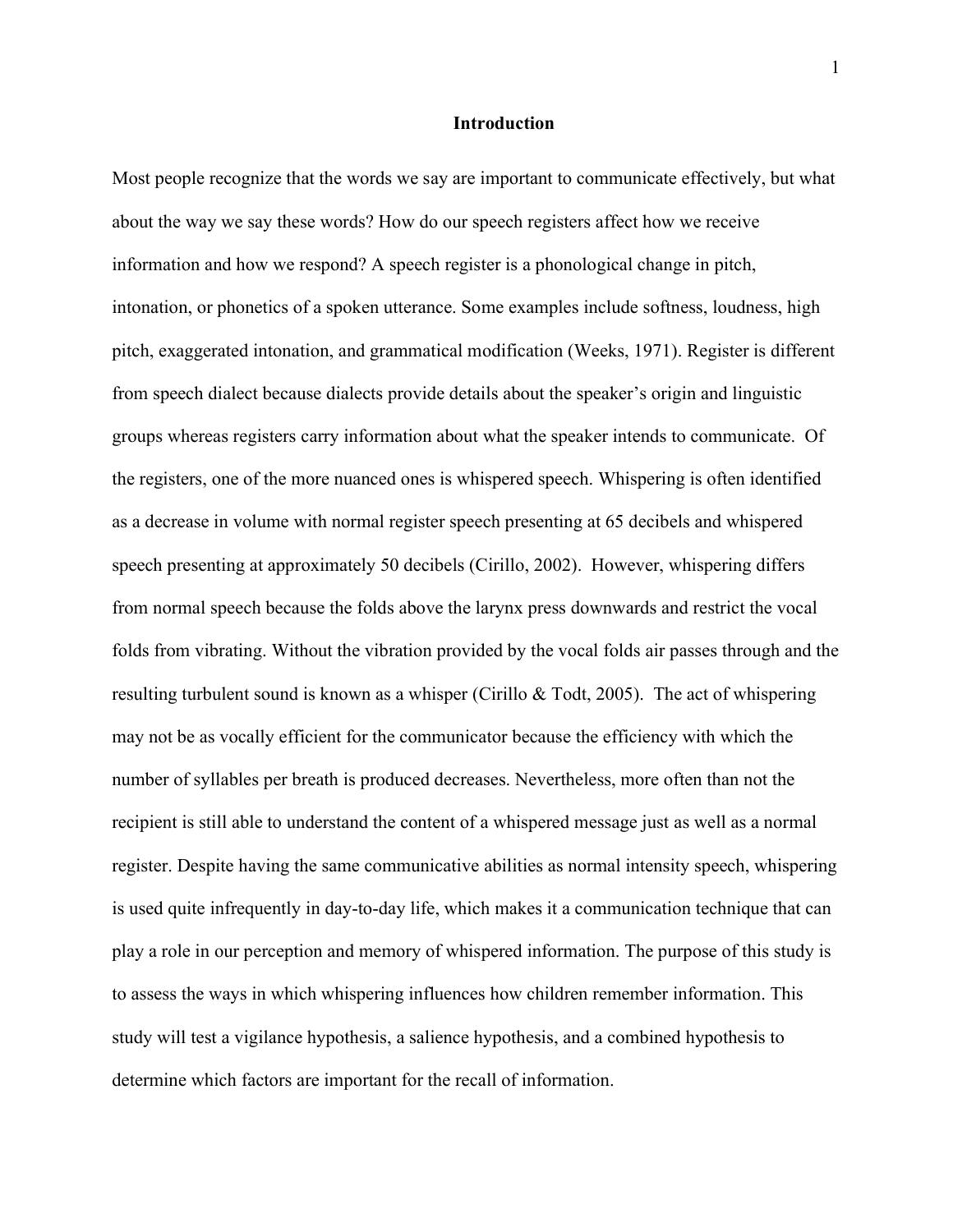# Introduction

Most people recognize that the words we say are important to communicate effectively, but what about the way we say these words? How do our speech registers affect how we receive information and how we respond? A speech register is a phonological change in pitch, intonation, or phonetics of a spoken utterance. Some examples include softness, loudness, high pitch, exaggerated intonation, and grammatical modification (Weeks, 1971). Register is different from speech dialect because dialects provide details about the speaker's origin and linguistic groups whereas registers carry information about what the speaker intends to communicate. Of the registers, one of the more nuanced ones is whispered speech. Whispering is often identified as a decrease in volume with normal register speech presenting at 65 decibels and whispered speech presenting at approximately 50 decibels (Cirillo, 2002). However, whispering differs from normal speech because the folds above the larynx press downwards and restrict the vocal folds from vibrating. Without the vibration provided by the vocal folds air passes through and the resulting turbulent sound is known as a whisper (Cirillo & Todt, 2005). The act of whispering may not be as vocally efficient for the communicator because the efficiency with which the number of syllables per breath is produced decreases. Nevertheless, more often than not the recipient is still able to understand the content of a whispered message just as well as a normal register. Despite having the same communicative abilities as normal intensity speech, whispering is used quite infrequently in day-to-day life, which makes it a communication technique that can play a role in our perception and memory of whispered information. The purpose of this study is to assess the ways in which whispering influences how children remember information. This study will test a vigilance hypothesis, a salience hypothesis, and a combined hypothesis to determine which factors are important for the recall of information.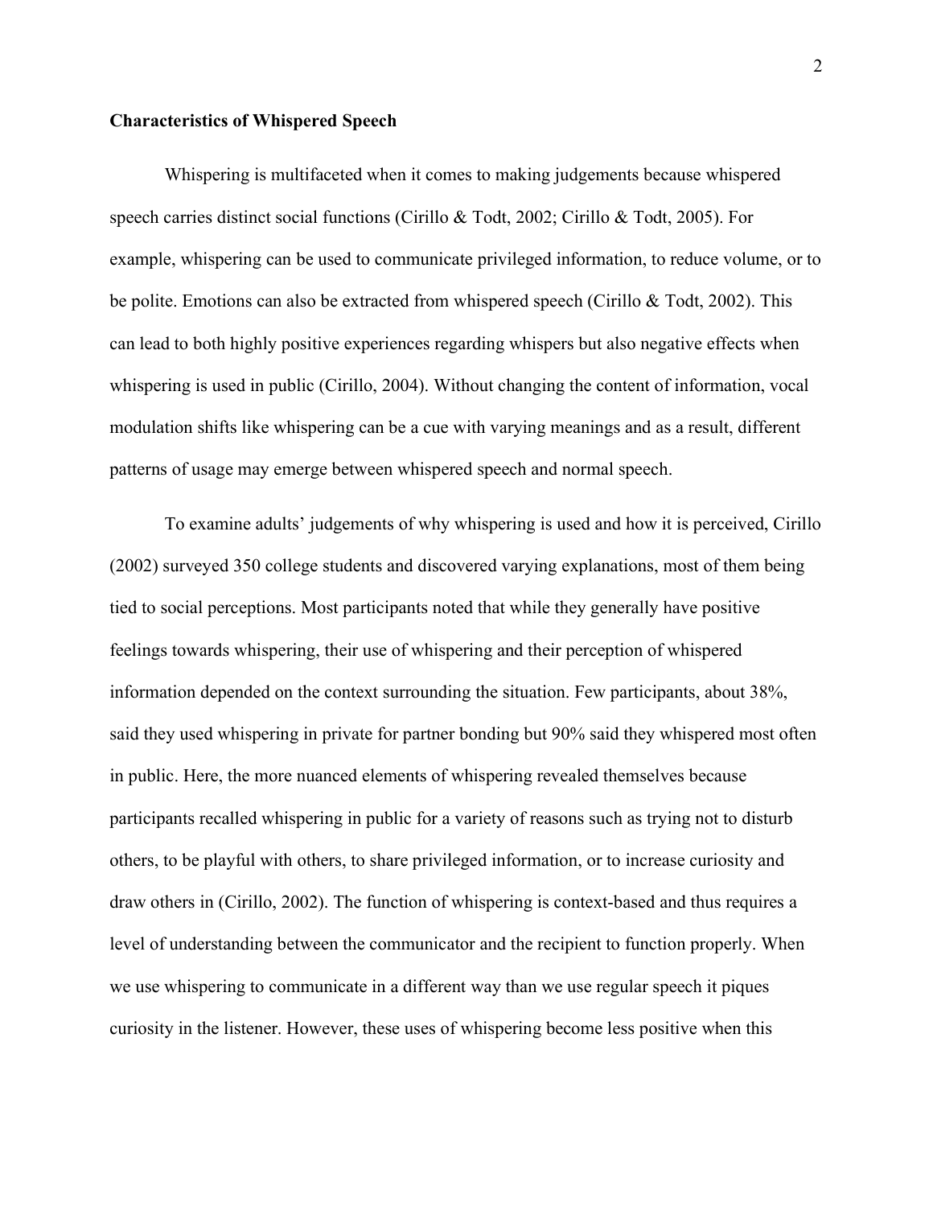**Characteristics of Whispered Speech**

Whispering is multifaceted when it comes to making judgements because whispered speech carries distinct social functions (Cirillo & Todt, 2002; Cirillo & Todt, 2005). For example, whispering can be used to communicate privileged information, to reduce volume, or to be polite. Emotions can also be extracted from whispered speech (Cirillo & Todt, 2002). This can lead to both highly positive experiences regarding whispers but also negative effects when whispering is used in public (Cirillo, 2004). Without changing the content of information, vocal modulation shifts like whispering can be a cue with varying meanings and as a result, different patterns of usage may emerge between whispered speech and normal speech.

To examine adults' judgements of why whispering is used and how it is perceived, Cirillo (2002) surveyed 350 college students and discovered varying explanations, most of them being tied to social perceptions. Most participants noted that while they generally have positive feelings towards whispering, their use of whispering and their perception of whispered information depended on the context surrounding the situation. Few participants, about 38%, said they used whispering in private for partner bonding but 90% said they whispered most often in public. Here, the more nuanced elements of whispering revealed themselves because participants recalled whispering in public for a variety of reasons such as trying not to disturb others, to be playful with others, to share privileged information, or to increase curiosity and draw others in (Cirillo, 2002). The function of whispering is context-based and thus requires a level of understanding between the communicator and the recipient to function properly. When we use whispering to communicate in a different way than we use regular speech it piques curiosity in the listener. However, these uses of whispering become less positive when this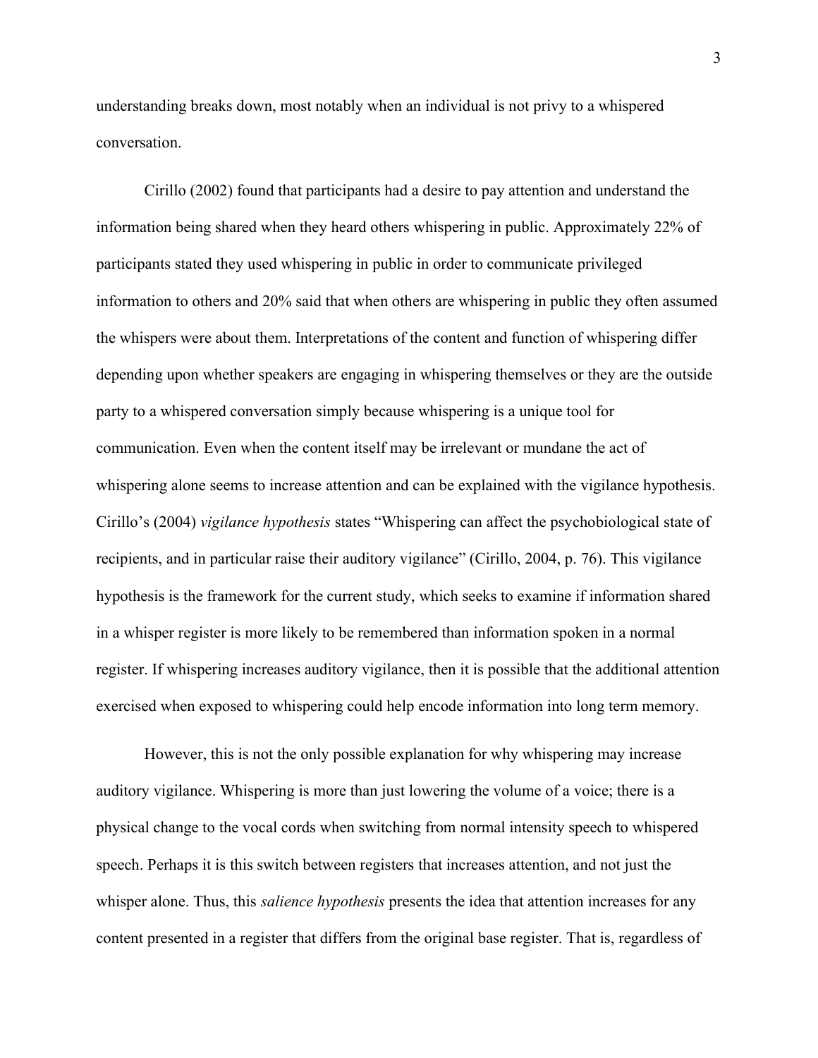understanding breaks down, most notably when an individual is not privy to a whispered conversation.

Cirillo (2002) found that participants had a desire to pay attention and understand the information being shared when they heard others whispering in public. Approximately 22% of participants stated they used whispering in public in order to communicate privileged information to others and 20% said that when others are whispering in public they often assumed the whispers were about them. Interpretations of the content and function of whispering differ depending upon whether speakers are engaging in whispering themselves or they are the outside party to a whispered conversation simply because whispering is a unique tool for communication. Even when the content itself may be irrelevant or mundane the act of whispering alone seems to increase attention and can be explained with the vigilance hypothesis. Cirillo's (2004) *vigilance hypothesis* states "Whispering can affect the psychobiological state of recipients, and in particular raise their auditory vigilance" (Cirillo, 2004, p. 76). This vigilance hypothesis is the framework for the current study, which seeks to examine if information shared in a whisper register is more likely to be remembered than information spoken in a normal register. If whispering increases auditory vigilance, then it is possible that the additional attention exercised when exposed to whispering could help encode information into long term memory.

However, this is not the only possible explanation for why whispering may increase auditory vigilance. Whispering is more than just lowering the volume of a voice; there is a physical change to the vocal cords when switching from normal intensity speech to whispered speech. Perhaps it is this switch between registers that increases attention, and not just the whisper alone. Thus, this *salience hypothesis* presents the idea that attention increases for any content presented in a register that differs from the original base register. That is, regardless of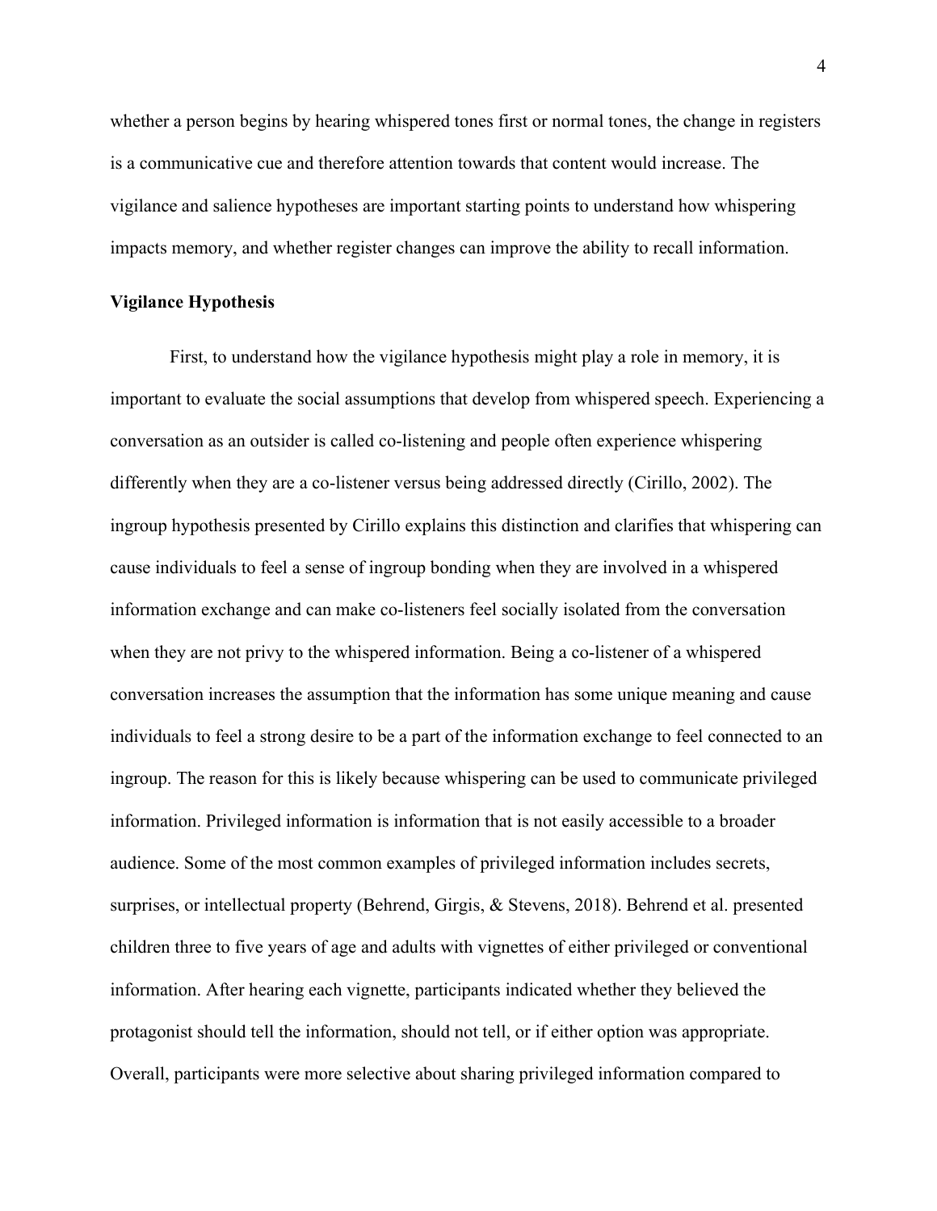whether a person begins by hearing whispered tones first or normal tones, the change in registers is a communicative cue and therefore attention towards that content would increase. The vigilance and salience hypotheses are important starting points to understand how whispering impacts memory, and whether register changes can improve the ability to recall information.

## Vigilance Hypothesis

First, to understand how the vigilance hypothesis might play a role in memory, it is important to evaluate the social assumptions that develop from whispered speech. Experiencing a conversation as an outsider is called co-listening and people often experience whispering differently when they are a co-listener versus being addressed directly (Cirillo, 2002). The ingroup hypothesis presented by Cirillo explains this distinction and clarifies that whispering can cause individuals to feel a sense of ingroup bonding when they are involved in a whispered information exchange and can make co-listeners feel socially isolated from the conversation when they are not privy to the whispered information. Being a co-listener of a whispered conversation increases the assumption that the information has some unique meaning and cause individuals to feel a strong desire to be a part of the information exchange to feel connected to an ingroup. The reason for this is likely because whispering can be used to communicate privileged information. Privileged information is information that is not easily accessible to a broader audience. Some of the most common examples of privileged information includes secrets, surprises, or intellectual property (Behrend, Girgis, & Stevens, 2018). Behrend et al. presented children three to five years of age and adults with vignettes of either privileged or conventional information. After hearing each vignette, participants indicated whether they believed the protagonist should tell the information, should not tell, or if either option was appropriate. Overall, participants were more selective about sharing privileged information compared to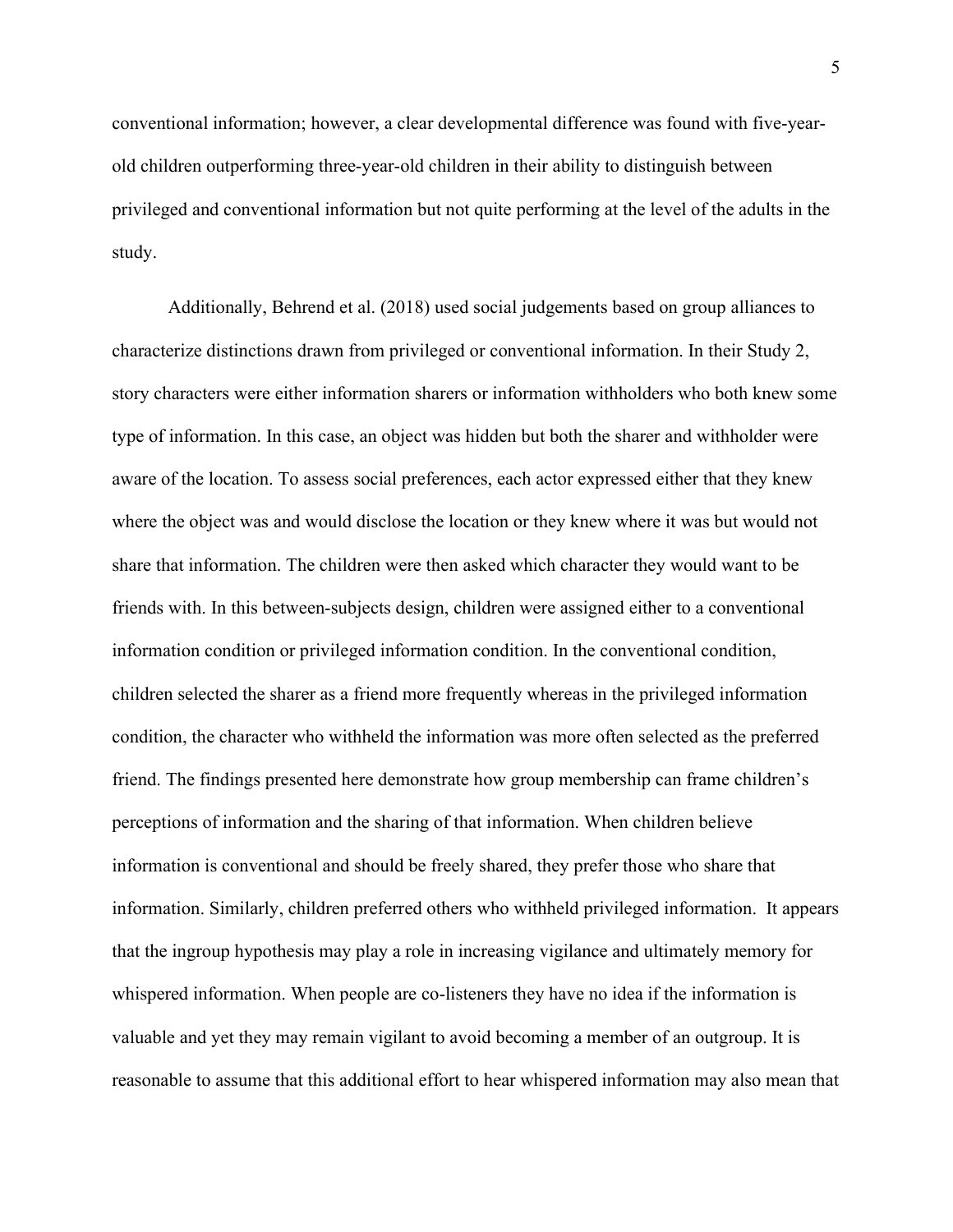conventional information; however, a clear developmental difference was found with five-year-old children outperforming three-year-old children in their ability to distinguish between privileged and conventional information but not quite performing at the level of the adults in the study.

Additionally, Behrend et al. (2018) used social judgements based on group alliances to characterize distinctions drawn from privileged or conventional information. In their Study 2, story characters were either information sharers or information withholders who both knew some type of information. In this case, an object was hidden but both the sharer and withholder were aware of the location. To assess social preferences, each actor expressed either that they knew where the object was and would disclose the location or they knew where it was but would not share that information. The children were then asked which character they would want to be friends with. In this between-subjects design, children were assigned either to a conventional information condition or privileged information condition. In the conventional condition, children selected the sharer as a friend more frequently whereas in the privileged information condition, the character who withheld the information was more often selected as the preferred friend. The findings presented here demonstrate how group membership can frame children's perceptions of information and the sharing of that information. When children believe information is conventional and should be freely shared, they prefer those who share that information. Similarly, children preferred others who withheld privileged information. It appears that the ingroup hypothesis may play a role in increasing vigilance and ultimately memory for whispered information. When people are co-listeners they have no idea if the information is valuable and yet they may remain vigilant to avoid becoming a member of an outgroup. It is reasonable to assume that this additional effort to hear whispered information may also mean that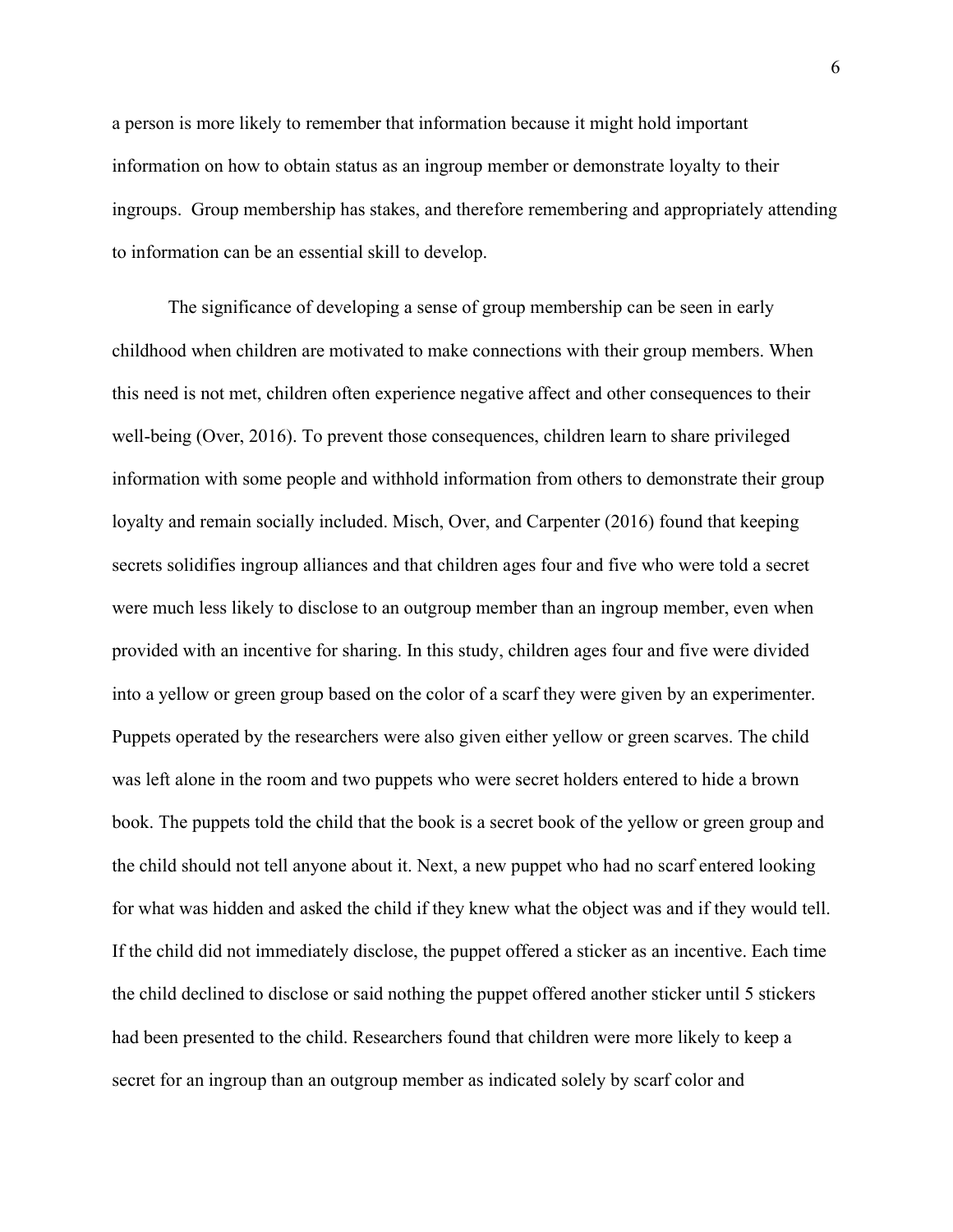a person is more likely to remember that information because it might hold important information on how to obtain status as an ingroup member or demonstrate loyalty to their ingroups. Group membership has stakes, and therefore remembering and appropriately attending to information can be an essential skill to develop.

The significance of developing a sense of group membership can be seen in early childhood when children are motivated to make connections with their group members. When this need is not met, children often experience negative affect and other consequences to their well-being (Over, 2016). To prevent those consequences, children learn to share privileged information with some people and withhold information from others to demonstrate their group loyalty and remain socially included. Misch, Over, and Carpenter (2016) found that keeping secrets solidifies ingroup alliances and that children ages four and five who were told a secret were much less likely to disclose to an outgroup member than an ingroup member, even when provided with an incentive for sharing. In this study, children ages four and five were divided into a yellow or green group based on the color of a scarf they were given by an experimenter. Puppets operated by the researchers were also given either yellow or green scarves. The child was left alone in the room and two puppets who were secret holders entered to hide a brown book. The puppets told the child that the book is a secret book of the yellow or green group and the child should not tell anyone about it. Next, a new puppet who had no scarf entered looking for what was hidden and asked the child if they knew what the object was and if they would tell. If the child did not immediately disclose, the puppet offered a sticker as an incentive. Each time the child declined to disclose or said nothing the puppet offered another sticker until 5 stickers had been presented to the child. Researchers found that children were more likely to keep a secret for an ingroup than an outgroup member as indicated solely by scarf color and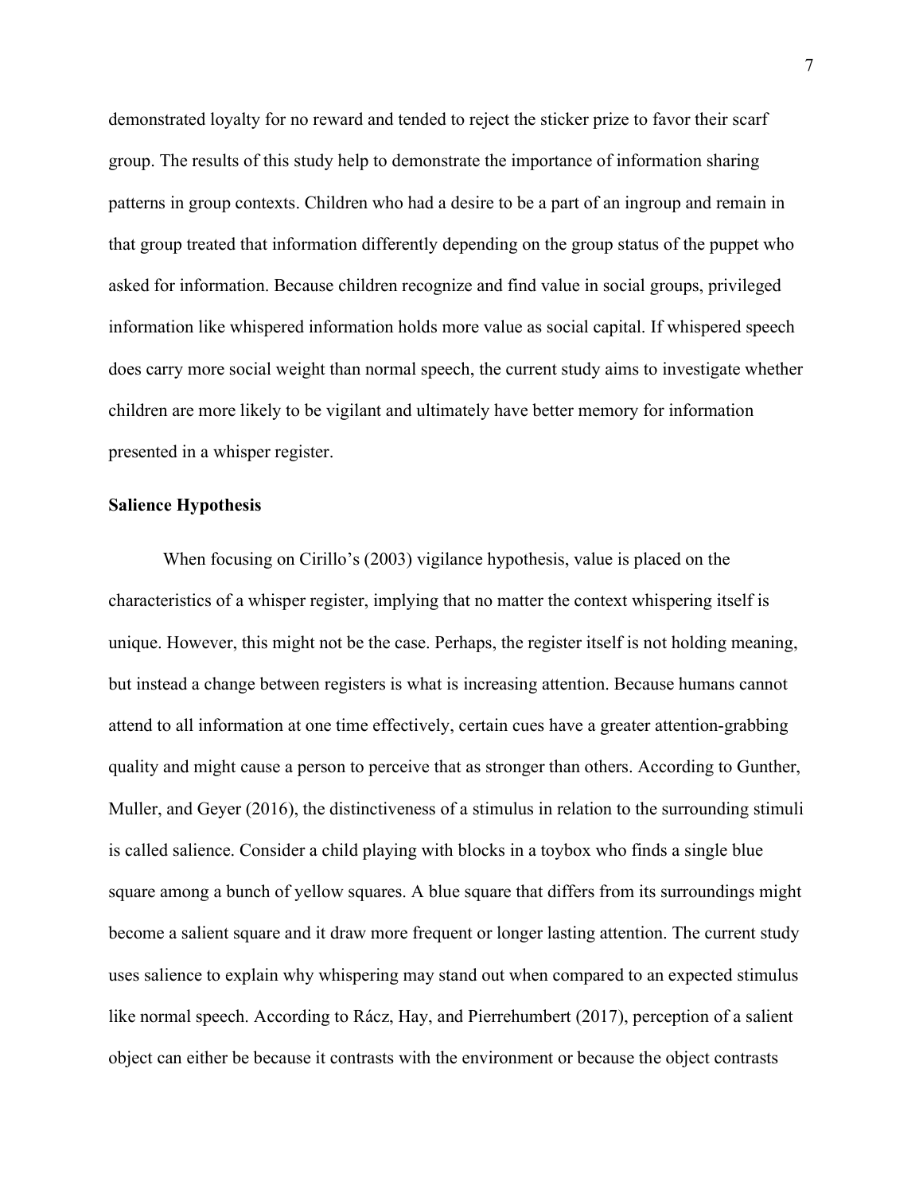demonstrated loyalty for no reward and tended to reject the sticker prize to favor their scarf group. The results of this study help to demonstrate the importance of information sharing patterns in group contexts. Children who had a desire to be a part of an ingroup and remain in that group treated that information differently depending on the group status of the puppet who asked for information. Because children recognize and find value in social groups, privileged information like whispered information holds more value as social capital. If whispered speech does carry more social weight than normal speech, the current study aims to investigate whether children are more likely to be vigilant and ultimately have better memory for information presented in a whisper register.

**Salience Hypothesis**

When focusing on Cirillo's (2003) vigilance hypothesis, value is placed on the characteristics of a whisper register, implying that no matter the context whispering itself is unique. However, this might not be the case. Perhaps, the register itself is not holding meaning, but instead a change between registers is what is increasing attention. Because humans cannot attend to all information at one time effectively, certain cues have a greater attention-grabbing quality and might cause a person to perceive that as stronger than others. According to Gunther, Muller, and Geyer (2016), the distinctiveness of a stimulus in relation to the surrounding stimuli is called salience. Consider a child playing with blocks in a toybox who finds a single blue square among a bunch of yellow squares. A blue square that differs from its surroundings might become a salient square and it draw more frequent or longer lasting attention. The current study uses salience to explain why whispering may stand out when compared to an expected stimulus like normal speech. According to Rácz, Hay, and Pierrehumbert (2017), perception of a salient object can either be because it contrasts with the environment or because the object contrasts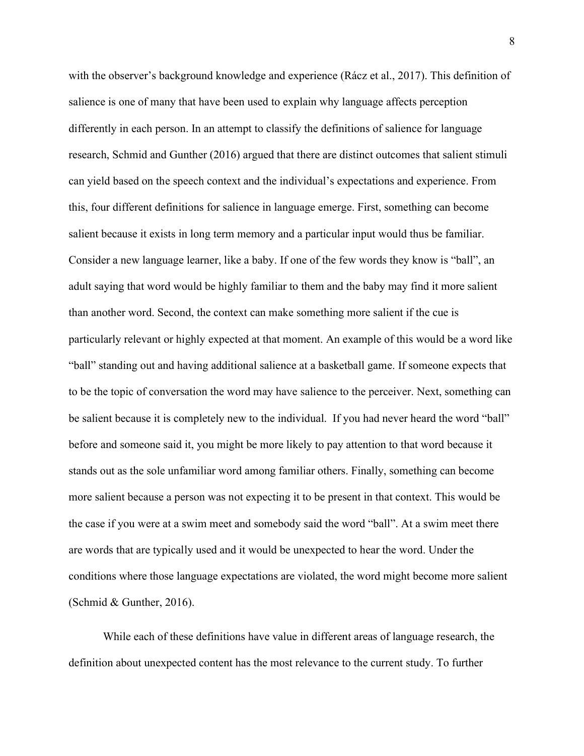with the observer's background knowledge and experience (Rácz et al., 2017). This definition of salience is one of many that have been used to explain why language affects perception differently in each person. In an attempt to classify the definitions of salience for language research, Schmid and Gunther (2016) argued that there are distinct outcomes that salient stimuli can yield based on the speech context and the individual's expectations and experience. From this, four different definitions for salience in language emerge. First, something can become salient because it exists in long term memory and a particular input would thus be familiar. Consider a new language learner, like a baby. If one of the few words they know is "ball", an adult saying that word would be highly familiar to them and the baby may find it more salient than another word. Second, the context can make something more salient if the cue is particularly relevant or highly expected at that moment. An example of this would be a word like "ball" standing out and having additional salience at a basketball game. If someone expects that to be the topic of conversation the word may have salience to the perceiver. Next, something can be salient because it is completely new to the individual. If you had never heard the word "ball" before and someone said it, you might be more likely to pay attention to that word because it stands out as the sole unfamiliar word among familiar others. Finally, something can become more salient because a person was not expecting it to be present in that context. This would be the case if you were at a swim meet and somebody said the word "ball". At a swim meet there are words that are typically used and it would be unexpected to hear the word. Under the conditions where those language expectations are violated, the word might become more salient (Schmid & Gunther, 2016).

While each of these definitions have value in different areas of language research, the definition about unexpected content has the most relevance to the current study. To further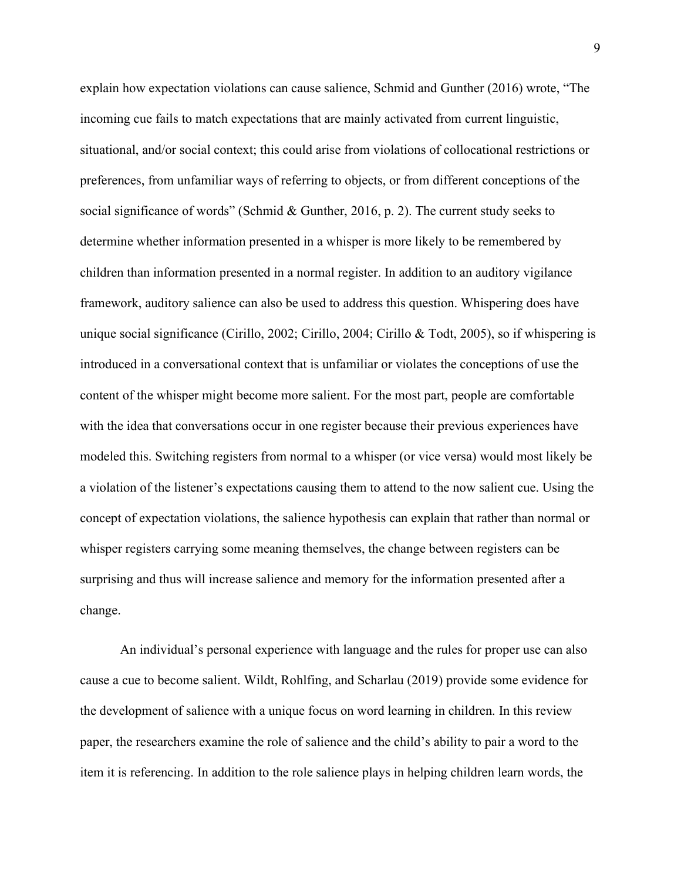explain how expectation violations can cause salience, Schmid and Gunther (2016) wrote, "The incoming cue fails to match expectations that are mainly activated from current linguistic, situational, and/or social context; this could arise from violations of collocational restrictions or preferences, from unfamiliar ways of referring to objects, or from different conceptions of the social significance of words" (Schmid & Gunther, 2016, p. 2). The current study seeks to determine whether information presented in a whisper is more likely to be remembered by children than information presented in a normal register. In addition to an auditory vigilance framework, auditory salience can also be used to address this question. Whispering does have unique social significance (Cirillo, 2002; Cirillo, 2004; Cirillo & Todt, 2005), so if whispering is introduced in a conversational context that is unfamiliar or violates the conceptions of use the content of the whisper might become more salient. For the most part, people are comfortable with the idea that conversations occur in one register because their previous experiences have modeled this. Switching registers from normal to a whisper (or vice versa) would most likely be a violation of the listener's expectations causing them to attend to the now salient cue. Using the concept of expectation violations, the salience hypothesis can explain that rather than normal or whisper registers carrying some meaning themselves, the change between registers can be surprising and thus will increase salience and memory for the information presented after a change.

An individual's personal experience with language and the rules for proper use can also cause a cue to become salient. Wildt, Rohlfing, and Scharlau (2019) provide some evidence for the development of salience with a unique focus on word learning in children. In this review paper, the researchers examine the role of salience and the child's ability to pair a word to the item it is referencing. In addition to the role salience plays in helping children learn words, the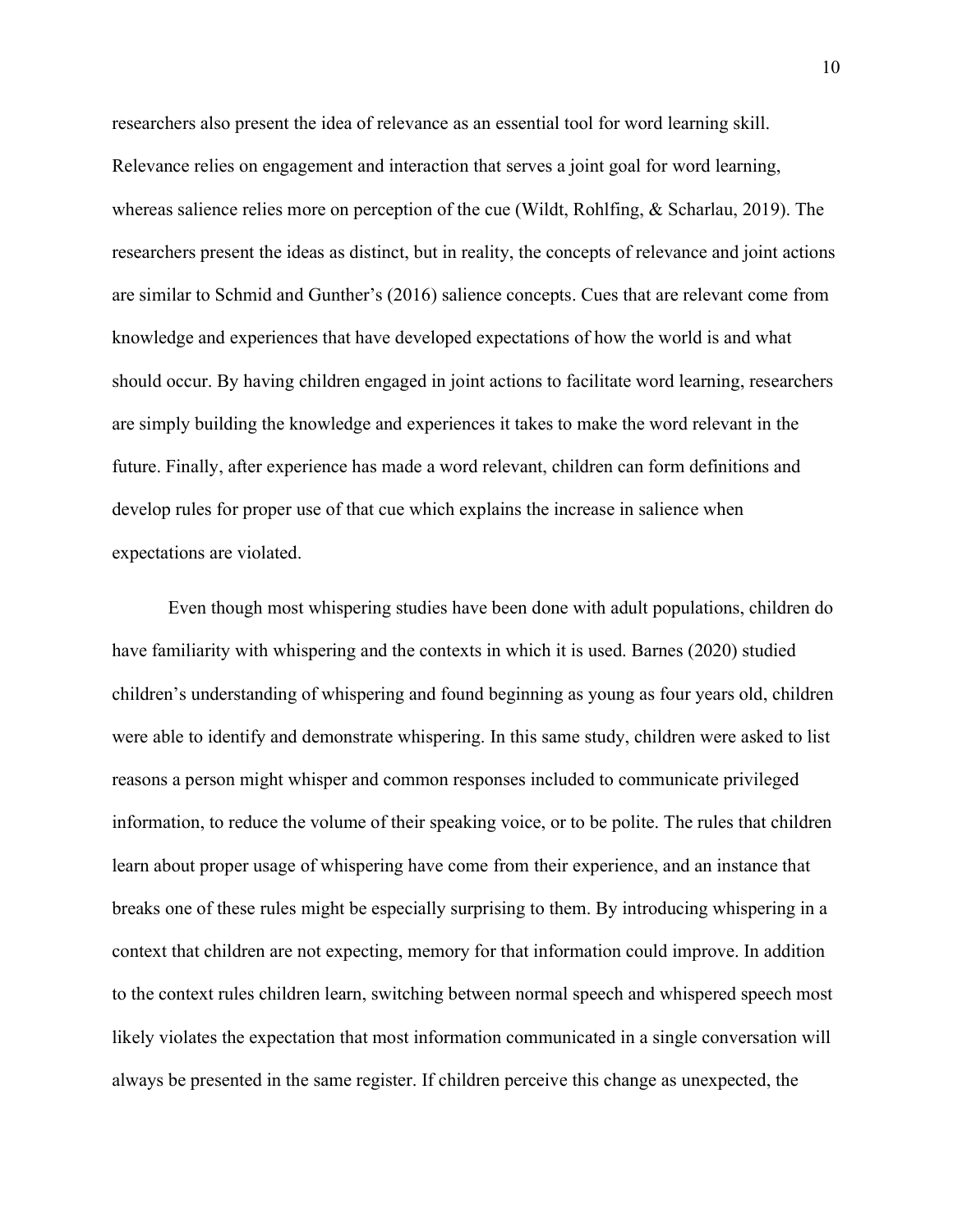researchers also present the idea of relevance as an essential tool for word learning skill. Relevance relies on engagement and interaction that serves a joint goal for word learning, whereas salience relies more on perception of the cue (Wildt, Rohlfing, & Scharlau, 2019). The researchers present the ideas as distinct, but in reality, the concepts of relevance and joint actions are similar to Schmid and Gunther's (2016) salience concepts. Cues that are relevant come from knowledge and experiences that have developed expectations of how the world is and what should occur. By having children engaged in joint actions to facilitate word learning, researchers are simply building the knowledge and experiences it takes to make the word relevant in the future. Finally, after experience has made a word relevant, children can form definitions and develop rules for proper use of that cue which explains the increase in salience when expectations are violated.

Even though most whispering studies have been done with adult populations, children do have familiarity with whispering and the contexts in which it is used. Barnes (2020) studied children's understanding of whispering and found beginning as young as four years old, children were able to identify and demonstrate whispering. In this same study, children were asked to list reasons a person might whisper and common responses included to communicate privileged information, to reduce the volume of their speaking voice, or to be polite. The rules that children learn about proper usage of whispering have come from their experience, and an instance that breaks one of these rules might be especially surprising to them. By introducing whispering in a context that children are not expecting, memory for that information could improve. In addition to the context rules children learn, switching between normal speech and whispered speech most likely violates the expectation that most information communicated in a single conversation will always be presented in the same register. If children perceive this change as unexpected, the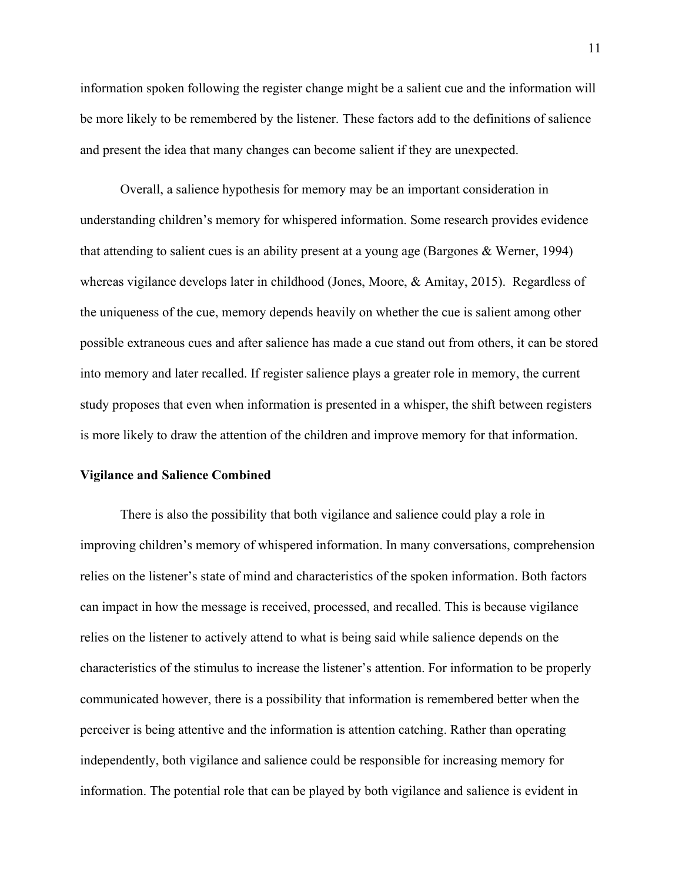information spoken following the register change might be a salient cue and the information will be more likely to be remembered by the listener. These factors add to the definitions of salience and present the idea that many changes can become salient if they are unexpected.

Overall, a salience hypothesis for memory may be an important consideration in understanding children's memory for whispered information. Some research provides evidence that attending to salient cues is an ability present at a young age (Bargones & Werner, 1994) whereas vigilance develops later in childhood (Jones, Moore, & Amitay, 2015). Regardless of the uniqueness of the cue, memory depends heavily on whether the cue is salient among other possible extraneous cues and after salience has made a cue stand out from others, it can be stored into memory and later recalled. If register salience plays a greater role in memory, the current study proposes that even when information is presented in a whisper, the shift between registers is more likely to draw the attention of the children and improve memory for that information.

**Vigilance and Salience Combined**

There is also the possibility that both vigilance and salience could play a role in improving children's memory of whispered information. In many conversations, comprehension relies on the listener's state of mind and characteristics of the spoken information. Both factors can impact in how the message is received, processed, and recalled. This is because vigilance relies on the listener to actively attend to what is being said while salience depends on the characteristics of the stimulus to increase the listener's attention. For information to be properly communicated however, there is a possibility that information is remembered better when the perceiver is being attentive and the information is attention catching. Rather than operating independently, both vigilance and salience could be responsible for increasing memory for information. The potential role that can be played by both vigilance and salience is evident in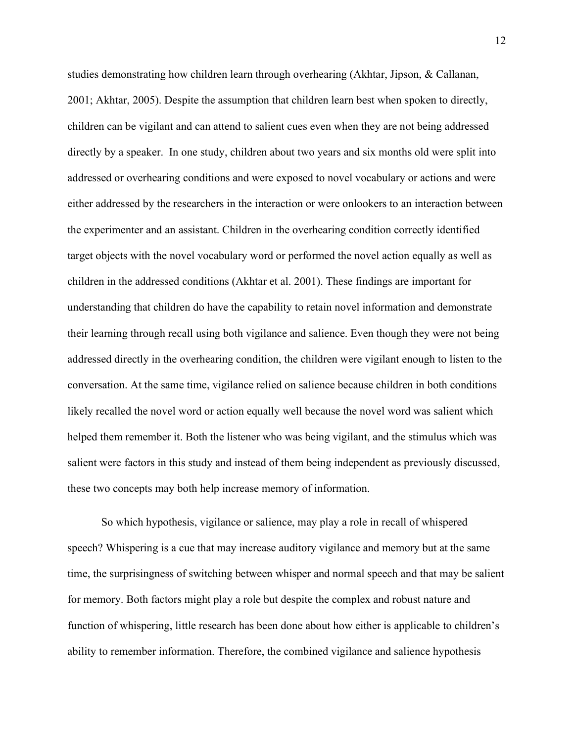studies demonstrating how children learn through overhearing (Akhtar, Jipson, & Callanan, 2001; Akhtar, 2005). Despite the assumption that children learn best when spoken to directly, children can be vigilant and can attend to salient cues even when they are not being addressed directly by a speaker.  In one study, children about two years and six months old were split into addressed or overhearing conditions and were exposed to novel vocabulary or actions and were either addressed by the researchers in the interaction or were onlookers to an interaction between the experimenter and an assistant. Children in the overhearing condition correctly identified target objects with the novel vocabulary word or performed the novel action equally as well as children in the addressed conditions (Akhtar et al. 2001). These findings are important for understanding that children do have the capability to retain novel information and demonstrate their learning through recall using both vigilance and salience. Even though they were not being addressed directly in the overhearing condition, the children were vigilant enough to listen to the conversation. At the same time, vigilance relied on salience because children in both conditions likely recalled the novel word or action equally well because the novel word was salient which helped them remember it. Both the listener who was being vigilant, and the stimulus which was salient were factors in this study and instead of them being independent as previously discussed, these two concepts may both help increase memory of information.

So which hypothesis, vigilance or salience, may play a role in recall of whispered speech? Whispering is a cue that may increase auditory vigilance and memory but at the same time, the surprisingness of switching between whisper and normal speech and that may be salient for memory. Both factors might play a role but despite the complex and robust nature and function of whispering, little research has been done about how either is applicable to children's ability to remember information. Therefore, the combined vigilance and salience hypothesis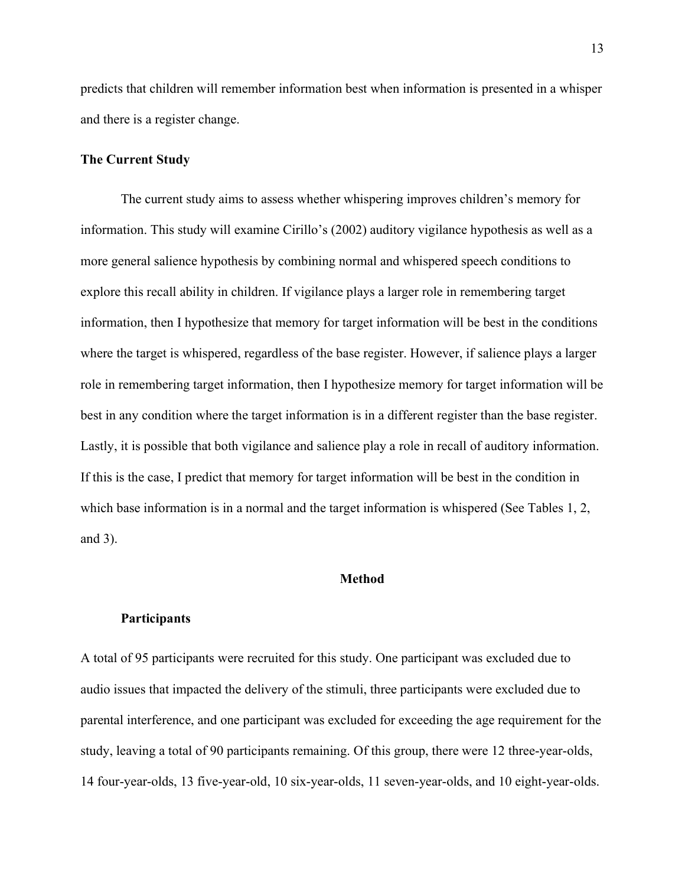predicts that children will remember information best when information is presented in a whisper and there is a register change.

### The Current Study

The current study aims to assess whether whispering improves children's memory for information. This study will examine Cirillo's (2002) auditory vigilance hypothesis as well as a more general salience hypothesis by combining normal and whispered speech conditions to explore this recall ability in children. If vigilance plays a larger role in remembering target information, then I hypothesize that memory for target information will be best in the conditions where the target is whispered, regardless of the base register. However, if salience plays a larger role in remembering target information, then I hypothesize memory for target information will be best in any condition where the target information is in a different register than the base register. Lastly, it is possible that both vigilance and salience play a role in recall of auditory information. If this is the case, I predict that memory for target information will be best in the condition in which base information is in a normal and the target information is whispered (See Tables 1, 2, and 3).

## Method

### Participants

A total of 95 participants were recruited for this study. One participant was excluded due to audio issues that impacted the delivery of the stimuli, three participants were excluded due to parental interference, and one participant was excluded for exceeding the age requirement for the study, leaving a total of 90 participants remaining. Of this group, there were 12 three-year-olds, 14 four-year-olds, 13 five-year-old, 10 six-year-olds, 11 seven-year-olds, and 10 eight-year-olds.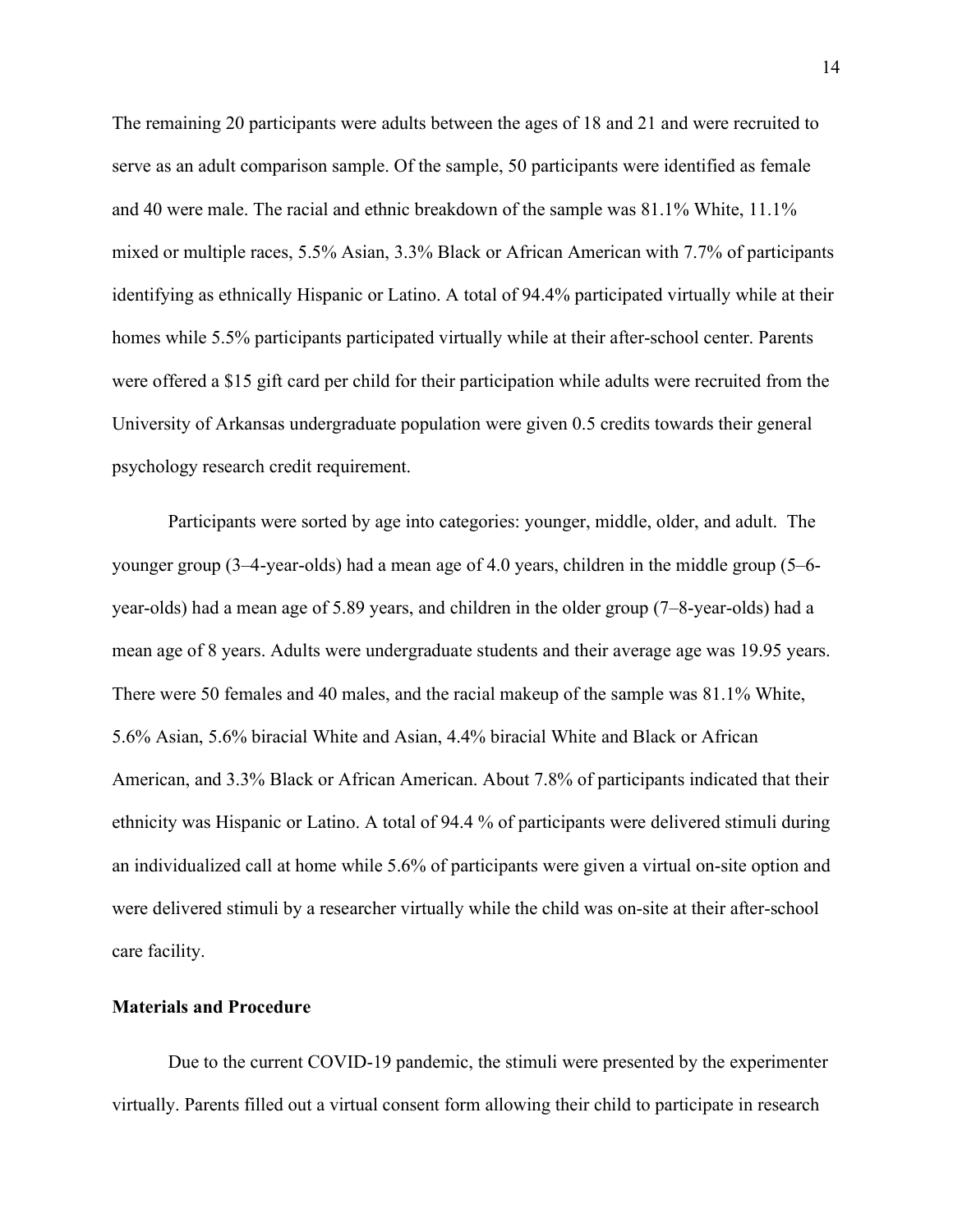The remaining 20 participants were adults between the ages of 18 and 21 and were recruited to serve as an adult comparison sample. Of the sample, 50 participants were identified as female and 40 were male. The racial and ethnic breakdown of the sample was 81.1% White, 11.1% mixed or multiple races, 5.5% Asian, 3.3% Black or African American with 7.7% of participants identifying as ethnically Hispanic or Latino. A total of 94.4% participated virtually while at their homes while 5.5% participants participated virtually while at their after-school center. Parents were offered a $15 gift card per child for their participation while adults were recruited from the University of Arkansas undergraduate population were given 0.5 credits towards their general psychology research credit requirement.

Participants were sorted by age into categories: younger, middle, older, and adult. The younger group (3–4-year-olds) had a mean age of 4.0 years, children in the middle group (5–6-year-olds) had a mean age of 5.89 years, and children in the older group (7–8-year-olds) had a mean age of 8 years. Adults were undergraduate students and their average age was 19.95 years. There were 50 females and 40 males, and the racial makeup of the sample was 81.1% White, 5.6% Asian, 5.6% biracial White and Asian, 4.4% biracial White and Black or African American, and 3.3% Black or African American. About 7.8% of participants indicated that their ethnicity was Hispanic or Latino. A total of 94.4 % of participants were delivered stimuli during an individualized call at home while 5.6% of participants were given a virtual on-site option and were delivered stimuli by a researcher virtually while the child was on-site at their after-school care facility.

**Materials and Procedure**

Due to the current COVID-19 pandemic, the stimuli were presented by the experimenter virtually. Parents filled out a virtual consent form allowing their child to participate in research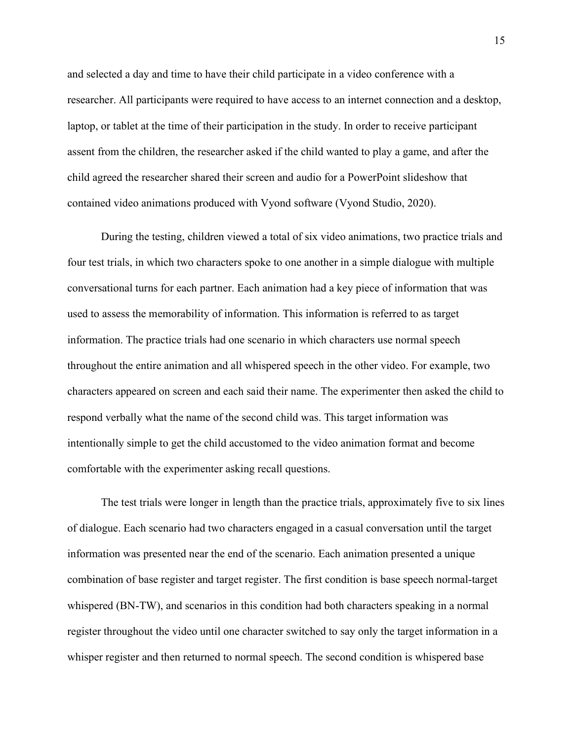and selected a day and time to have their child participate in a video conference with a researcher. All participants were required to have access to an internet connection and a desktop, laptop, or tablet at the time of their participation in the study. In order to receive participant assent from the children, the researcher asked if the child wanted to play a game, and after the child agreed the researcher shared their screen and audio for a PowerPoint slideshow that contained video animations produced with Vyond software (Vyond Studio, 2020).

During the testing, children viewed a total of six video animations, two practice trials and four test trials, in which two characters spoke to one another in a simple dialogue with multiple conversational turns for each partner. Each animation had a key piece of information that was used to assess the memorability of information. This information is referred to as target information. The practice trials had one scenario in which characters use normal speech throughout the entire animation and all whispered speech in the other video. For example, two characters appeared on screen and each said their name. The experimenter then asked the child to respond verbally what the name of the second child was. This target information was intentionally simple to get the child accustomed to the video animation format and become comfortable with the experimenter asking recall questions.

The test trials were longer in length than the practice trials, approximately five to six lines of dialogue. Each scenario had two characters engaged in a casual conversation until the target information was presented near the end of the scenario. Each animation presented a unique combination of base register and target register. The first condition is base speech normal-target whispered (BN-TW), and scenarios in this condition had both characters speaking in a normal register throughout the video until one character switched to say only the target information in a whisper register and then returned to normal speech. The second condition is whispered base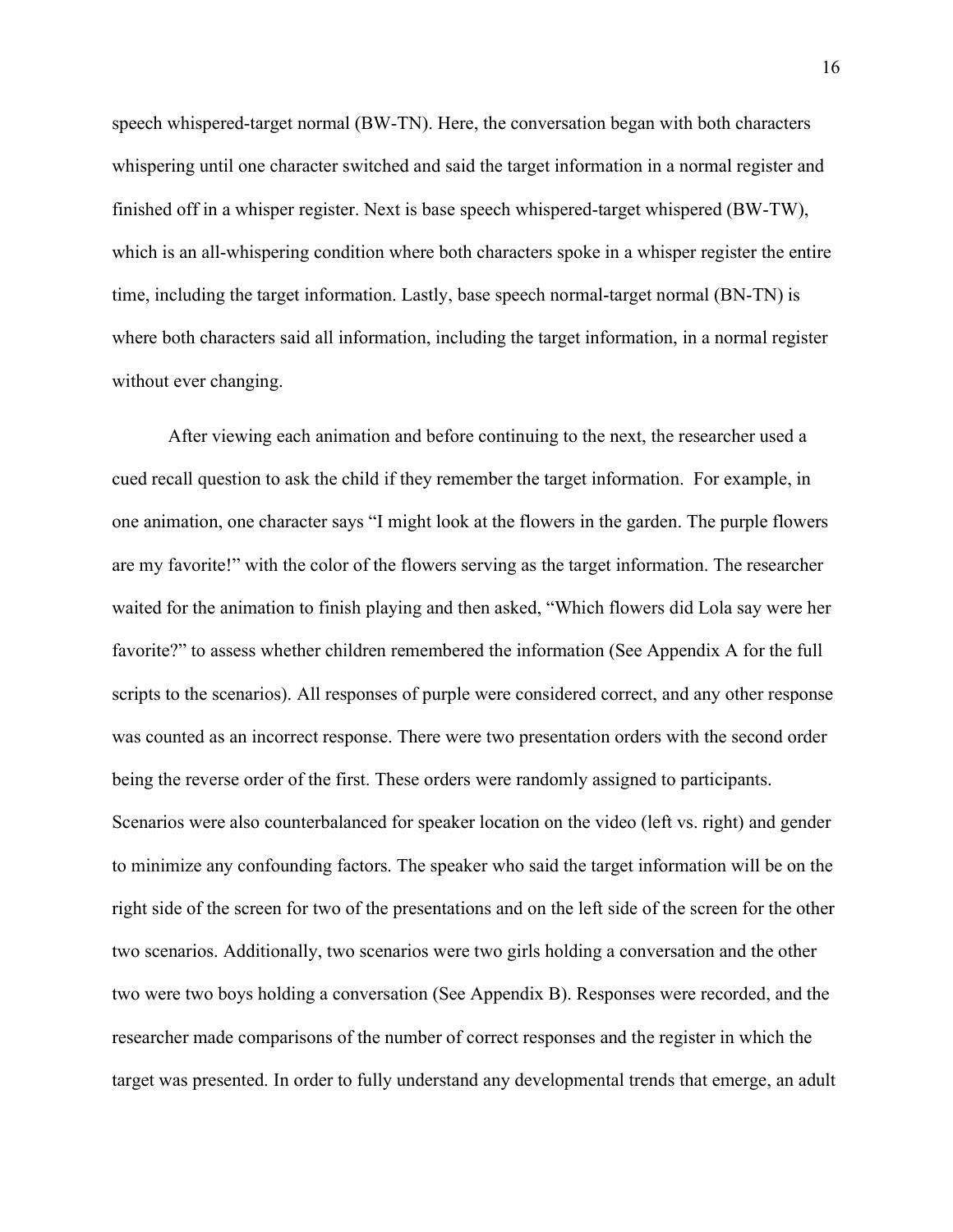speech whispered-target normal (BW-TN). Here, the conversation began with both characters whispering until one character switched and said the target information in a normal register and finished off in a whisper register. Next is base speech whispered-target whispered (BW-TW), which is an all-whispering condition where both characters spoke in a whisper register the entire time, including the target information. Lastly, base speech normal-target normal (BN-TN) is where both characters said all information, including the target information, in a normal register without ever changing.

After viewing each animation and before continuing to the next, the researcher used a cued recall question to ask the child if they remember the target information.  For example, in one animation, one character says "I might look at the flowers in the garden. The purple flowers are my favorite!" with the color of the flowers serving as the target information. The researcher waited for the animation to finish playing and then asked, "Which flowers did Lola say were her favorite?" to assess whether children remembered the information (See Appendix A for the full scripts to the scenarios). All responses of purple were considered correct, and any other response was counted as an incorrect response. There were two presentation orders with the second order being the reverse order of the first. These orders were randomly assigned to participants. Scenarios were also counterbalanced for speaker location on the video (left vs. right) and gender to minimize any confounding factors. The speaker who said the target information will be on the right side of the screen for two of the presentations and on the left side of the screen for the other two scenarios. Additionally, two scenarios were two girls holding a conversation and the other two were two boys holding a conversation (See Appendix B). Responses were recorded, and the researcher made comparisons of the number of correct responses and the register in which the target was presented. In order to fully understand any developmental trends that emerge, an adult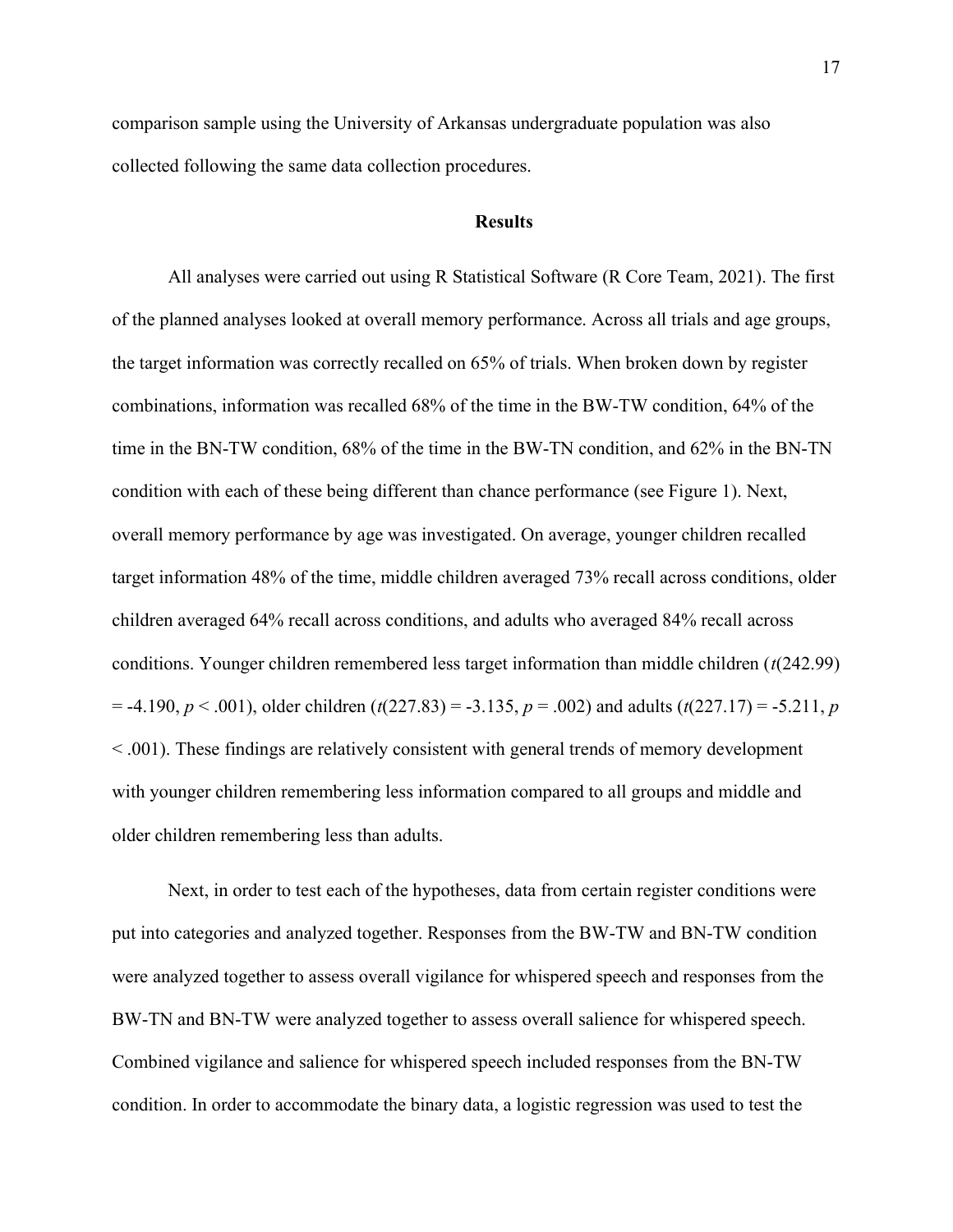comparison sample using the University of Arkansas undergraduate population was also collected following the same data collection procedures.

## Results

All analyses were carried out using R Statistical Software (R Core Team, 2021). The first of the planned analyses looked at overall memory performance. Across all trials and age groups, the target information was correctly recalled on 65% of trials. When broken down by register combinations, information was recalled 68% of the time in the BW-TW condition, 64% of the time in the BN-TW condition, 68% of the time in the BW-TN condition, and 62% in the BN-TN condition with each of these being different than chance performance (see Figure 1). Next, overall memory performance by age was investigated. On average, younger children recalled target information 48% of the time, middle children averaged 73% recall across conditions, older children averaged 64% recall across conditions, and adults who averaged 84% recall across conditions. Younger children remembered less target information than middle children ($t(242.99) = -4.190$, $p < .001$), older children ($t(227.83) = -3.135$, $p = .002$) and adults ($t(227.17) = -5.211$, $p < .001$). These findings are relatively consistent with general trends of memory development with younger children remembering less information compared to all groups and middle and older children remembering less than adults.

Next, in order to test each of the hypotheses, data from certain register conditions were put into categories and analyzed together. Responses from the BW-TW and BN-TW condition were analyzed together to assess overall vigilance for whispered speech and responses from the BW-TN and BN-TW were analyzed together to assess overall salience for whispered speech. Combined vigilance and salience for whispered speech included responses from the BN-TW condition. In order to accommodate the binary data, a logistic regression was used to test the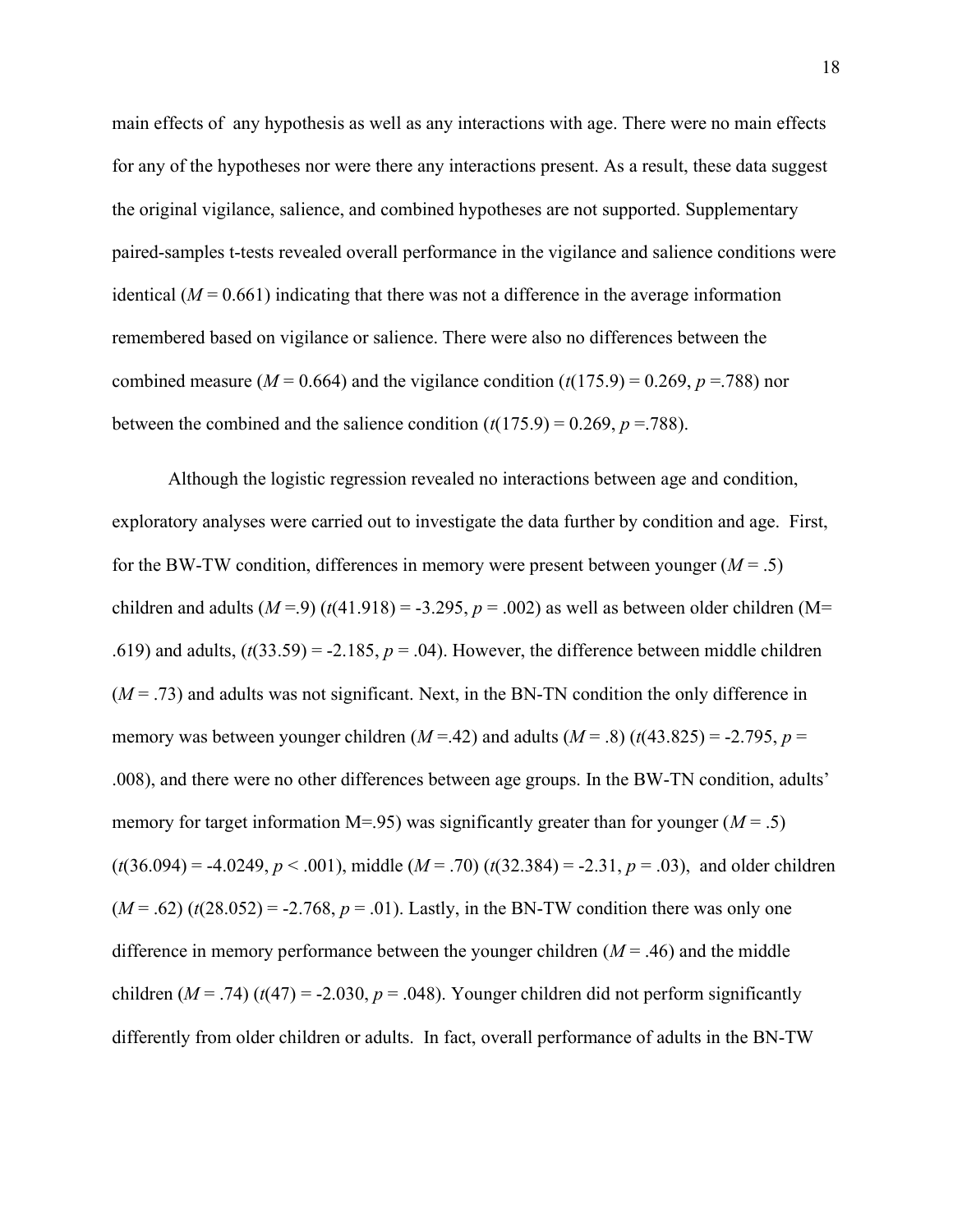main effects of any hypothesis as well as any interactions with age. There were no main effects for any of the hypotheses nor were there any interactions present. As a result, these data suggest the original vigilance, salience, and combined hypotheses are not supported. Supplementary paired-samples t-tests revealed overall performance in the vigilance and salience conditions were identical ($M = 0.661$) indicating that there was not a difference in the average information remembered based on vigilance or salience. There were also no differences between the combined measure ($M = 0.664$) and the vigilance condition ($t(175.9) = 0.269$, $p = .788$) nor between the combined and the salience condition ($t(175.9) = 0.269$, $p = .788$).

Although the logistic regression revealed no interactions between age and condition, exploratory analyses were carried out to investigate the data further by condition and age. First, for the BW-TW condition, differences in memory were present between younger ($M = .5$) children and adults ($M = .9$) ($t(41.918) = -3.295$, $p = .002$) as well as between older children (M= .619) and adults, ($t(33.59) = -2.185$, $p = .04$). However, the difference between middle children ($M = .73$) and adults was not significant. Next, in the BN-TN condition the only difference in memory was between younger children ($M = .42$) and adults ($M = .8$) ($t(43.825) = -2.795$, $p = .008$), and there were no other differences between age groups. In the BW-TN condition, adults' memory for target information M=.95) was significantly greater than for younger ($M = .5$) ($t(36.094) = -4.0249$, $p < .001$), middle ($M = .70$) ($t(32.384) = -2.31$, $p = .03$), and older children ($M = .62$) ($t(28.052) = -2.768$, $p = .01$). Lastly, in the BN-TW condition there was only one difference in memory performance between the younger children ($M = .46$) and the middle children ($M = .74$) ($t(47) = -2.030$, $p = .048$). Younger children did not perform significantly differently from older children or adults. In fact, overall performance of adults in the BN-TW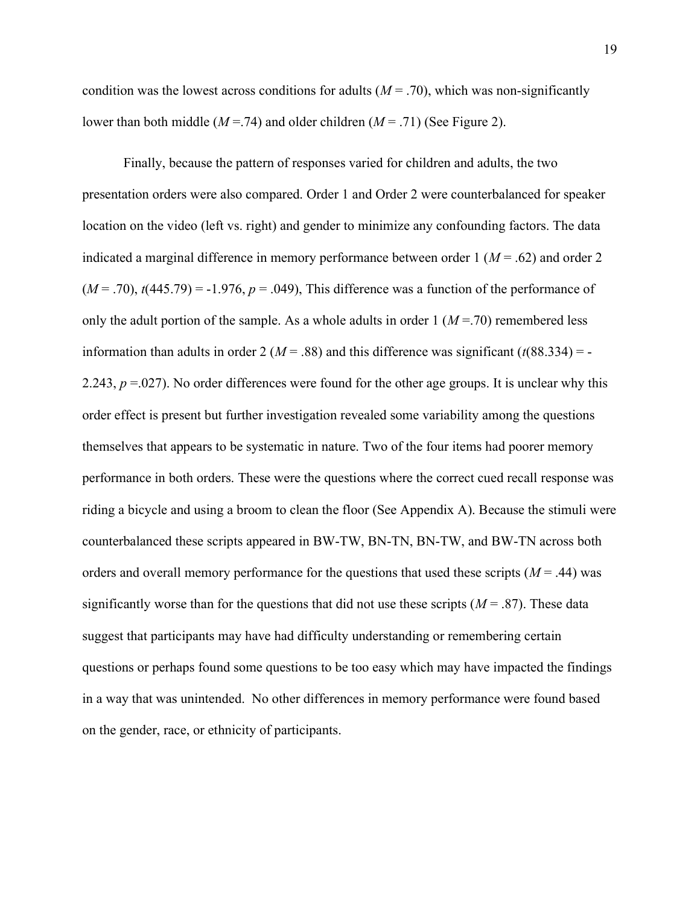condition was the lowest across conditions for adults (*M* = .70), which was non-significantly lower than both middle (*M* =.74) and older children (*M* = .71) (See Figure 2).

Finally, because the pattern of responses varied for children and adults, the two presentation orders were also compared. Order 1 and Order 2 were counterbalanced for speaker location on the video (left vs. right) and gender to minimize any confounding factors. The data indicated a marginal difference in memory performance between order 1 (*M* = .62) and order 2 (*M* = .70), $t(445.79) = -1.976$, $p = .049$), This difference was a function of the performance of only the adult portion of the sample. As a whole adults in order 1 (*M* =.70) remembered less information than adults in order 2 (*M* = .88) and this difference was significant ($t(88.334) = -2.243$, $p = .027$). No order differences were found for the other age groups. It is unclear why this order effect is present but further investigation revealed some variability among the questions themselves that appears to be systematic in nature. Two of the four items had poorer memory performance in both orders. These were the questions where the correct cued recall response was riding a bicycle and using a broom to clean the floor (See Appendix A). Because the stimuli were counterbalanced these scripts appeared in BW-TW, BN-TN, BN-TW, and BW-TN across both orders and overall memory performance for the questions that used these scripts (*M* = .44) was significantly worse than for the questions that did not use these scripts (*M* = .87). These data suggest that participants may have had difficulty understanding or remembering certain questions or perhaps found some questions to be too easy which may have impacted the findings in a way that was unintended. No other differences in memory performance were found based on the gender, race, or ethnicity of participants.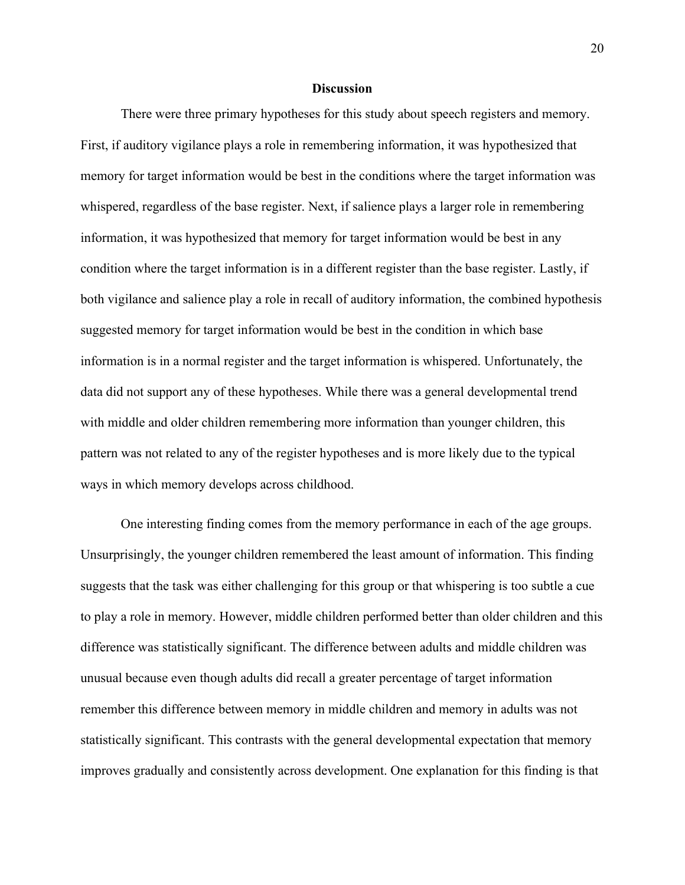## Discussion

There were three primary hypotheses for this study about speech registers and memory. First, if auditory vigilance plays a role in remembering information, it was hypothesized that memory for target information would be best in the conditions where the target information was whispered, regardless of the base register. Next, if salience plays a larger role in remembering information, it was hypothesized that memory for target information would be best in any condition where the target information is in a different register than the base register. Lastly, if both vigilance and salience play a role in recall of auditory information, the combined hypothesis suggested memory for target information would be best in the condition in which base information is in a normal register and the target information is whispered. Unfortunately, the data did not support any of these hypotheses. While there was a general developmental trend with middle and older children remembering more information than younger children, this pattern was not related to any of the register hypotheses and is more likely due to the typical ways in which memory develops across childhood.

One interesting finding comes from the memory performance in each of the age groups. Unsurprisingly, the younger children remembered the least amount of information. This finding suggests that the task was either challenging for this group or that whispering is too subtle a cue to play a role in memory. However, middle children performed better than older children and this difference was statistically significant. The difference between adults and middle children was unusual because even though adults did recall a greater percentage of target information remember this difference between memory in middle children and memory in adults was not statistically significant. This contrasts with the general developmental expectation that memory improves gradually and consistently across development. One explanation for this finding is that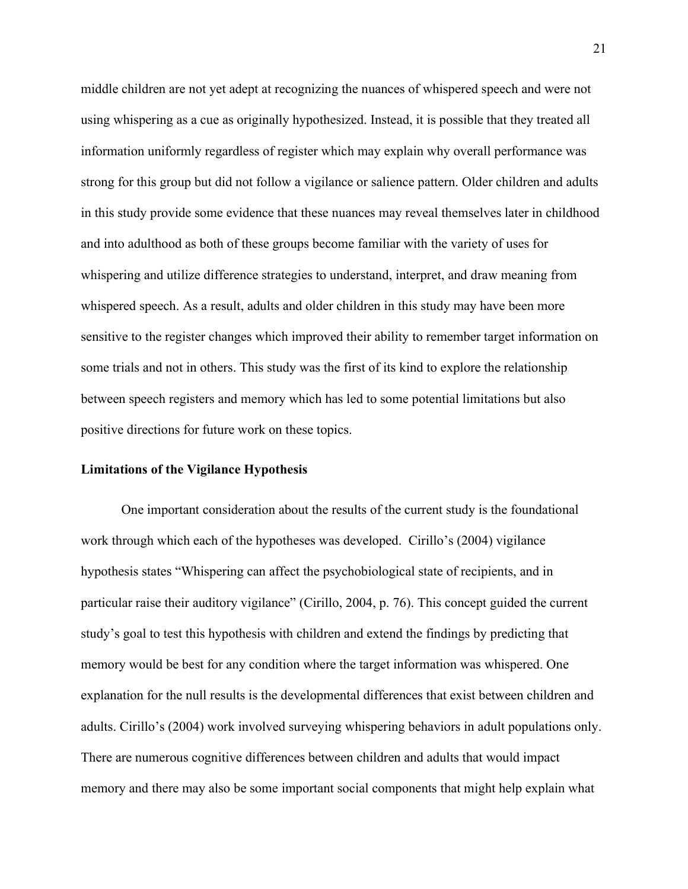middle children are not yet adept at recognizing the nuances of whispered speech and were not using whispering as a cue as originally hypothesized. Instead, it is possible that they treated all information uniformly regardless of register which may explain why overall performance was strong for this group but did not follow a vigilance or salience pattern. Older children and adults in this study provide some evidence that these nuances may reveal themselves later in childhood and into adulthood as both of these groups become familiar with the variety of uses for whispering and utilize difference strategies to understand, interpret, and draw meaning from whispered speech. As a result, adults and older children in this study may have been more sensitive to the register changes which improved their ability to remember target information on some trials and not in others. This study was the first of its kind to explore the relationship between speech registers and memory which has led to some potential limitations but also positive directions for future work on these topics.

**Limitations of the Vigilance Hypothesis**

One important consideration about the results of the current study is the foundational work through which each of the hypotheses was developed. Cirillo's (2004) vigilance hypothesis states "Whispering can affect the psychobiological state of recipients, and in particular raise their auditory vigilance" (Cirillo, 2004, p. 76). This concept guided the current study's goal to test this hypothesis with children and extend the findings by predicting that memory would be best for any condition where the target information was whispered. One explanation for the null results is the developmental differences that exist between children and adults. Cirillo's (2004) work involved surveying whispering behaviors in adult populations only. There are numerous cognitive differences between children and adults that would impact memory and there may also be some important social components that might help explain what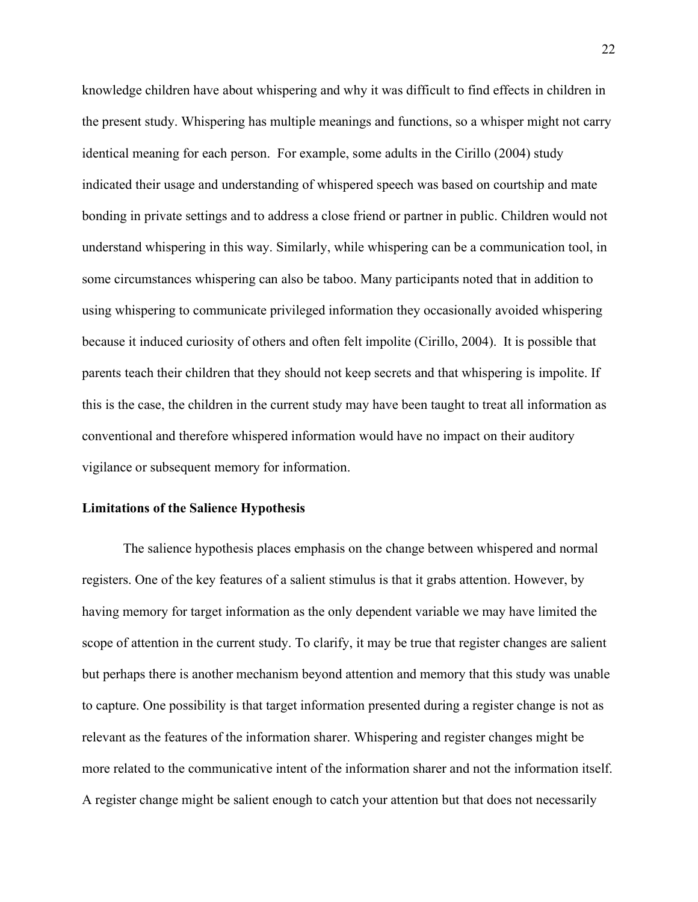knowledge children have about whispering and why it was difficult to find effects in children in the present study. Whispering has multiple meanings and functions, so a whisper might not carry identical meaning for each person. For example, some adults in the Cirillo (2004) study indicated their usage and understanding of whispered speech was based on courtship and mate bonding in private settings and to address a close friend or partner in public. Children would not understand whispering in this way. Similarly, while whispering can be a communication tool, in some circumstances whispering can also be taboo. Many participants noted that in addition to using whispering to communicate privileged information they occasionally avoided whispering because it induced curiosity of others and often felt impolite (Cirillo, 2004). It is possible that parents teach their children that they should not keep secrets and that whispering is impolite. If this is the case, the children in the current study may have been taught to treat all information as conventional and therefore whispered information would have no impact on their auditory vigilance or subsequent memory for information.

## Limitations of the Salience Hypothesis

The salience hypothesis places emphasis on the change between whispered and normal registers. One of the key features of a salient stimulus is that it grabs attention. However, by having memory for target information as the only dependent variable we may have limited the scope of attention in the current study. To clarify, it may be true that register changes are salient but perhaps there is another mechanism beyond attention and memory that this study was unable to capture. One possibility is that target information presented during a register change is not as relevant as the features of the information sharer. Whispering and register changes might be more related to the communicative intent of the information sharer and not the information itself. A register change might be salient enough to catch your attention but that does not necessarily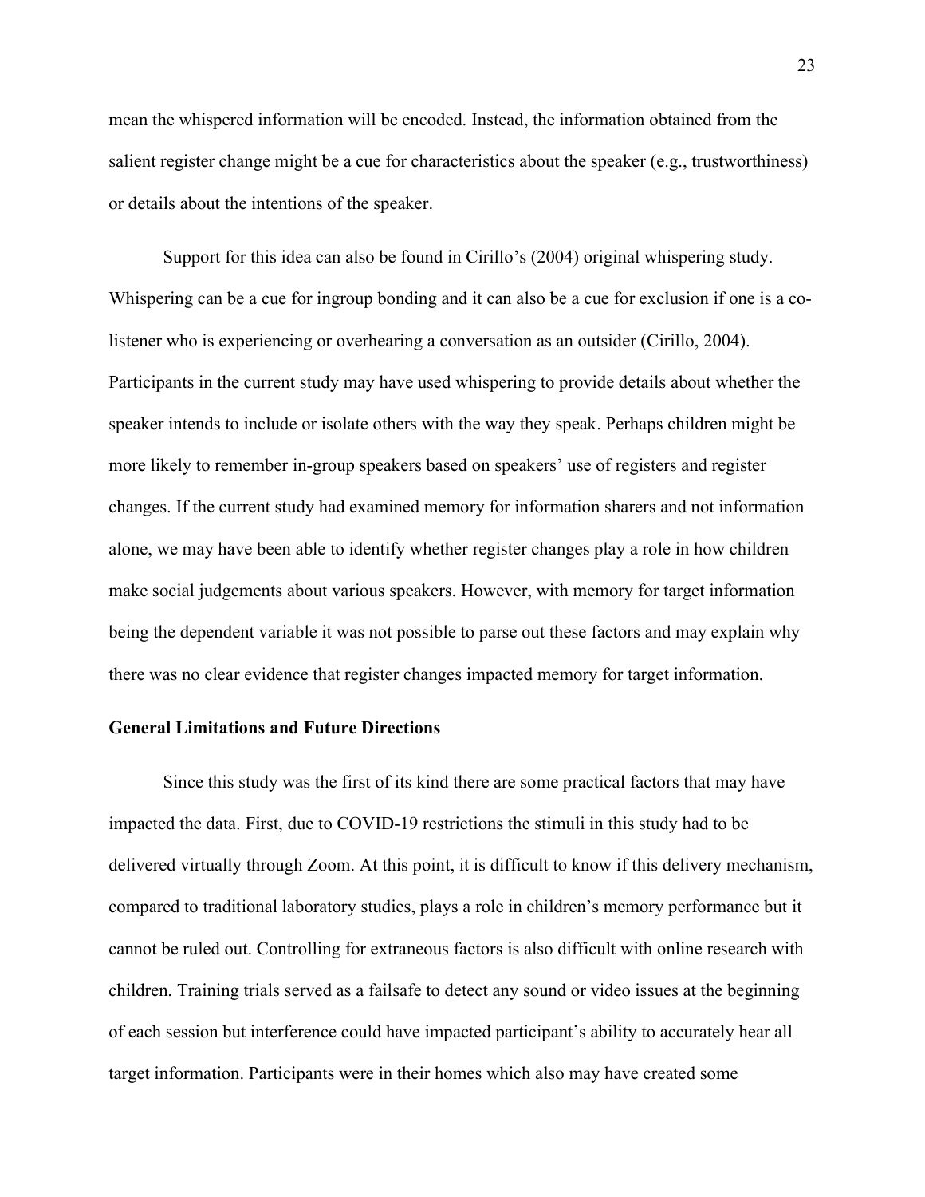mean the whispered information will be encoded. Instead, the information obtained from the salient register change might be a cue for characteristics about the speaker (e.g., trustworthiness) or details about the intentions of the speaker.

Support for this idea can also be found in Cirillo's (2004) original whispering study. Whispering can be a cue for ingroup bonding and it can also be a cue for exclusion if one is a co-listener who is experiencing or overhearing a conversation as an outsider (Cirillo, 2004). Participants in the current study may have used whispering to provide details about whether the speaker intends to include or isolate others with the way they speak. Perhaps children might be more likely to remember in-group speakers based on speakers' use of registers and register changes. If the current study had examined memory for information sharers and not information alone, we may have been able to identify whether register changes play a role in how children make social judgements about various speakers. However, with memory for target information being the dependent variable it was not possible to parse out these factors and may explain why there was no clear evidence that register changes impacted memory for target information.

## General Limitations and Future Directions

Since this study was the first of its kind there are some practical factors that may have impacted the data. First, due to COVID-19 restrictions the stimuli in this study had to be delivered virtually through Zoom. At this point, it is difficult to know if this delivery mechanism, compared to traditional laboratory studies, plays a role in children's memory performance but it cannot be ruled out. Controlling for extraneous factors is also difficult with online research with children. Training trials served as a failsafe to detect any sound or video issues at the beginning of each session but interference could have impacted participant's ability to accurately hear all target information. Participants were in their homes which also may have created some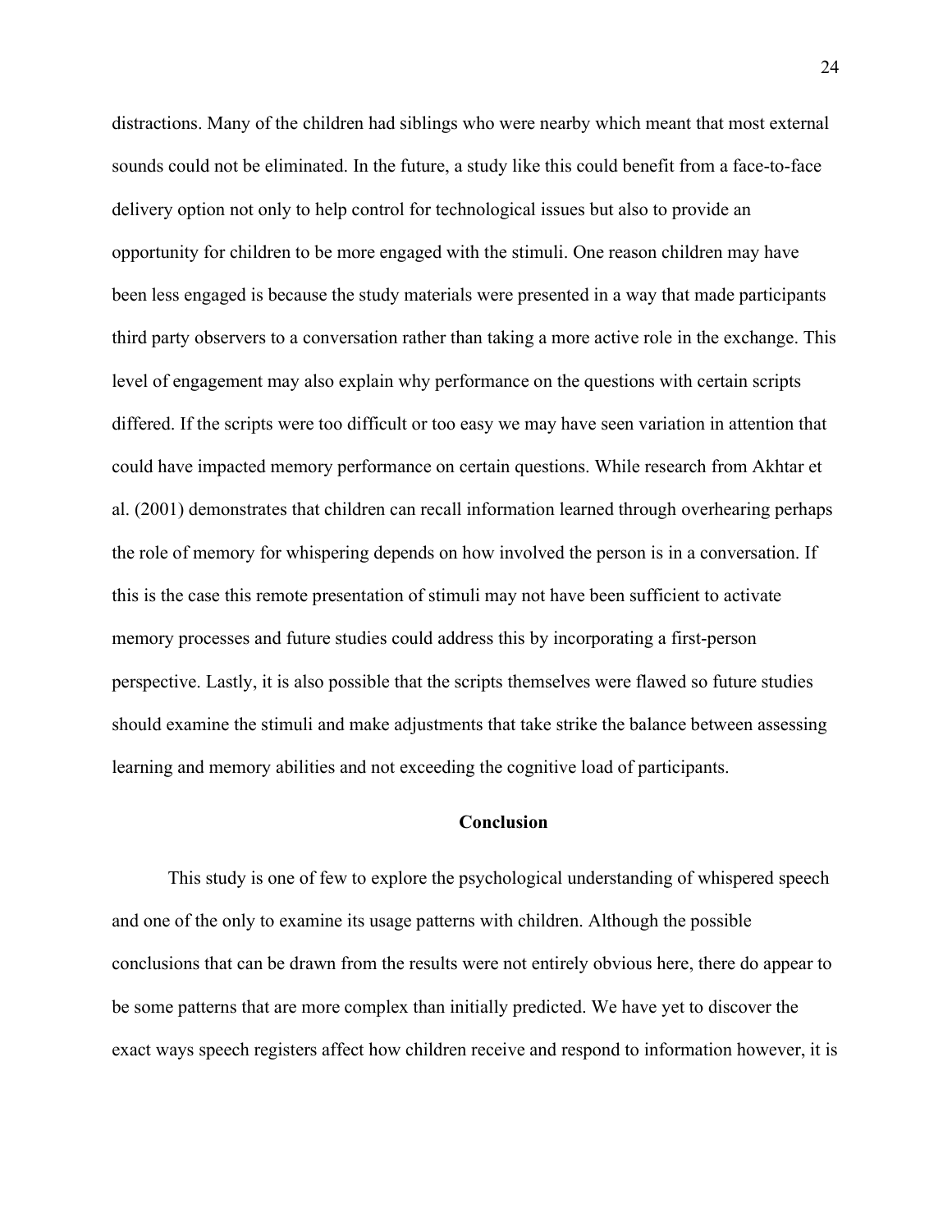distractions. Many of the children had siblings who were nearby which meant that most external sounds could not be eliminated. In the future, a study like this could benefit from a face-to-face delivery option not only to help control for technological issues but also to provide an opportunity for children to be more engaged with the stimuli. One reason children may have been less engaged is because the study materials were presented in a way that made participants third party observers to a conversation rather than taking a more active role in the exchange. This level of engagement may also explain why performance on the questions with certain scripts differed. If the scripts were too difficult or too easy we may have seen variation in attention that could have impacted memory performance on certain questions. While research from Akhtar et al. (2001) demonstrates that children can recall information learned through overhearing perhaps the role of memory for whispering depends on how involved the person is in a conversation. If this is the case this remote presentation of stimuli may not have been sufficient to activate memory processes and future studies could address this by incorporating a first-person perspective. Lastly, it is also possible that the scripts themselves were flawed so future studies should examine the stimuli and make adjustments that take strike the balance between assessing learning and memory abilities and not exceeding the cognitive load of participants.

## Conclusion

This study is one of few to explore the psychological understanding of whispered speech and one of the only to examine its usage patterns with children. Although the possible conclusions that can be drawn from the results were not entirely obvious here, there do appear to be some patterns that are more complex than initially predicted. We have yet to discover the exact ways speech registers affect how children receive and respond to information however, it is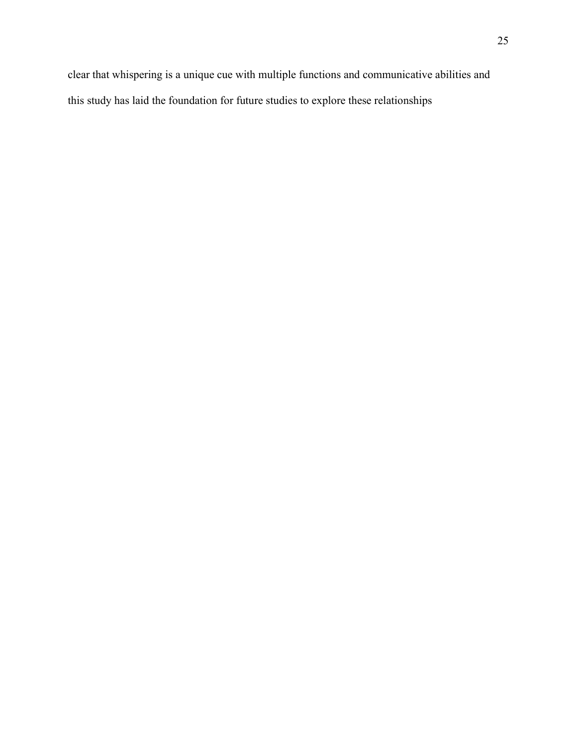clear that whispering is a unique cue with multiple functions and communicative abilities and this study has laid the foundation for future studies to explore these relationships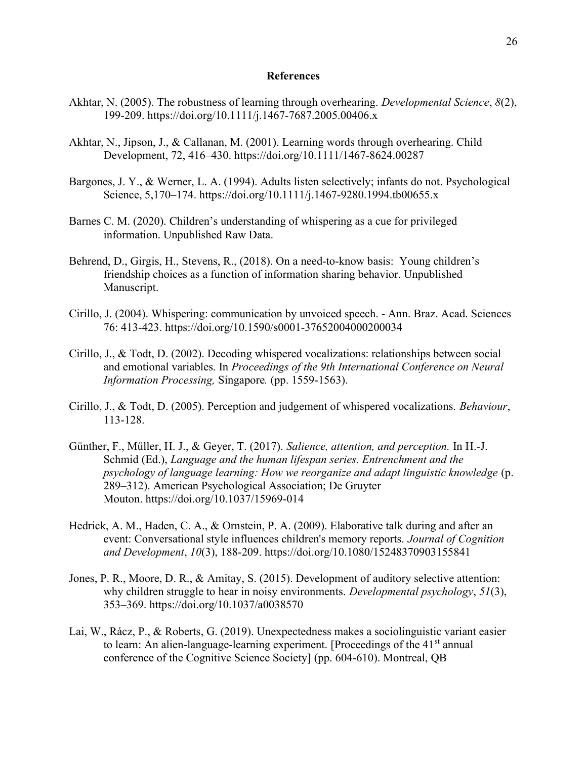# References

Akhtar, N. (2005). The robustness of learning through overhearing. *Developmental Science*, *8*(2), 199-209. https://doi.org/10.1111/j.1467-7687.2005.00406.x

Akhtar, N., Jipson, J., & Callanan, M. (2001). Learning words through overhearing. Child Development, 72, 416–430. https://doi.org/10.1111/1467-8624.00287

Bargones, J. Y., & Werner, L. A. (1994). Adults listen selectively; infants do not. Psychological Science, 5,170–174. https://doi.org/10.1111/j.1467-9280.1994.tb00655.x

Barnes C. M. (2020). Children's understanding of whispering as a cue for privileged information. Unpublished Raw Data.

Behrend, D., Girgis, H., Stevens, R., (2018). On a need-to-know basis: Young children's friendship choices as a function of information sharing behavior. Unpublished Manuscript.

Cirillo, J. (2004). Whispering: communication by unvoiced speech. - Ann. Braz. Acad. Sciences 76: 413-423. https://doi.org/10.1590/s0001-37652004000200034

Cirillo, J., & Todt, D. (2002). Decoding whispered vocalizations: relationships between social and emotional variables. In *Proceedings of the 9th International Conference on Neural Information Processing,* Singapore*.* (pp. 1559-1563).

Cirillo, J., & Todt, D. (2005). Perception and judgement of whispered vocalizations. *Behaviour*, 113-128.

Günther, F., Müller, H. J., & Geyer, T. (2017). *Salience, attention, and perception.* In H.-J. Schmid (Ed.), *Language and the human lifespan series. Entrenchment and the psychology of language learning: How we reorganize and adapt linguistic knowledge* (p. 289–312). American Psychological Association; De Gruyter Mouton. https://doi.org/10.1037/15969-014

Hedrick, A. M., Haden, C. A., & Ornstein, P. A. (2009). Elaborative talk during and after an event: Conversational style influences children's memory reports. *Journal of Cognition and Development*, *10*(3), 188-209. https://doi.org/10.1080/15248370903155841

Jones, P. R., Moore, D. R., & Amitay, S. (2015). Development of auditory selective attention: why children struggle to hear in noisy environments. *Developmental psychology*, *51*(3), 353–369. https://doi.org/10.1037/a0038570

Lai, W., Rácz, P., & Roberts, G. (2019). Unexpectedness makes a sociolinguistic variant easier to learn: An alien-language-learning experiment. [Proceedings of the 41st annual conference of the Cognitive Science Society] (pp. 604-610). Montreal, QB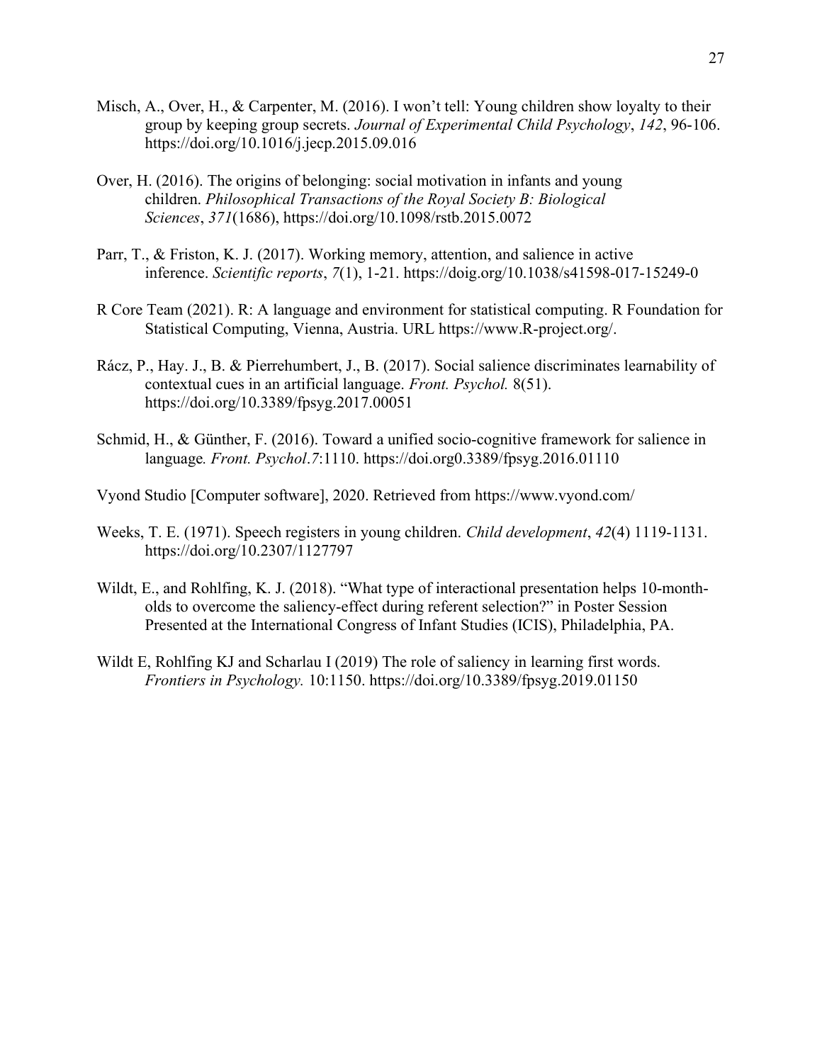Misch, A., Over, H., & Carpenter, M. (2016). I won't tell: Young children show loyalty to their group by keeping group secrets. *Journal of Experimental Child Psychology*, *142*, 96-106. https://doi.org/10.1016/j.jecp.2015.09.016

Over, H. (2016). The origins of belonging: social motivation in infants and young children. *Philosophical Transactions of the Royal Society B: Biological Sciences*, *371*(1686), https://doi.org/10.1098/rstb.2015.0072

Parr, T., & Friston, K. J. (2017). Working memory, attention, and salience in active inference. *Scientific reports*, *7*(1), 1-21. https://doig.org/10.1038/s41598-017-15249-0

R Core Team (2021). R: A language and environment for statistical computing. R Foundation for Statistical Computing, Vienna, Austria. URL https://www.R-project.org/.

Rácz, P., Hay. J., B. & Pierrehumbert, J., B. (2017). Social salience discriminates learnability of contextual cues in an artificial language. *Front. Psychol.* 8(51). https://doi.org/10.3389/fpsyg.2017.00051

Schmid, H., & Günther, F. (2016). Toward a unified socio-cognitive framework for salience in language*. Front. Psychol*.*7*:1110. https://doi.org0.3389/fpsyg.2016.01110

Vyond Studio [Computer software], 2020. Retrieved from https://www.vyond.com/

Weeks, T. E. (1971). Speech registers in young children. *Child development*, *42*(4) 1119-1131. https://doi.org/10.2307/1127797

Wildt, E., and Rohlfing, K. J. (2018). "What type of interactional presentation helps 10-month-olds to overcome the saliency-effect during referent selection?" in Poster Session Presented at the International Congress of Infant Studies (ICIS), Philadelphia, PA.

Wildt E, Rohlfing KJ and Scharlau I (2019) The role of saliency in learning first words. *Frontiers in Psychology.* 10:1150. https://doi.org/10.3389/fpsyg.2019.01150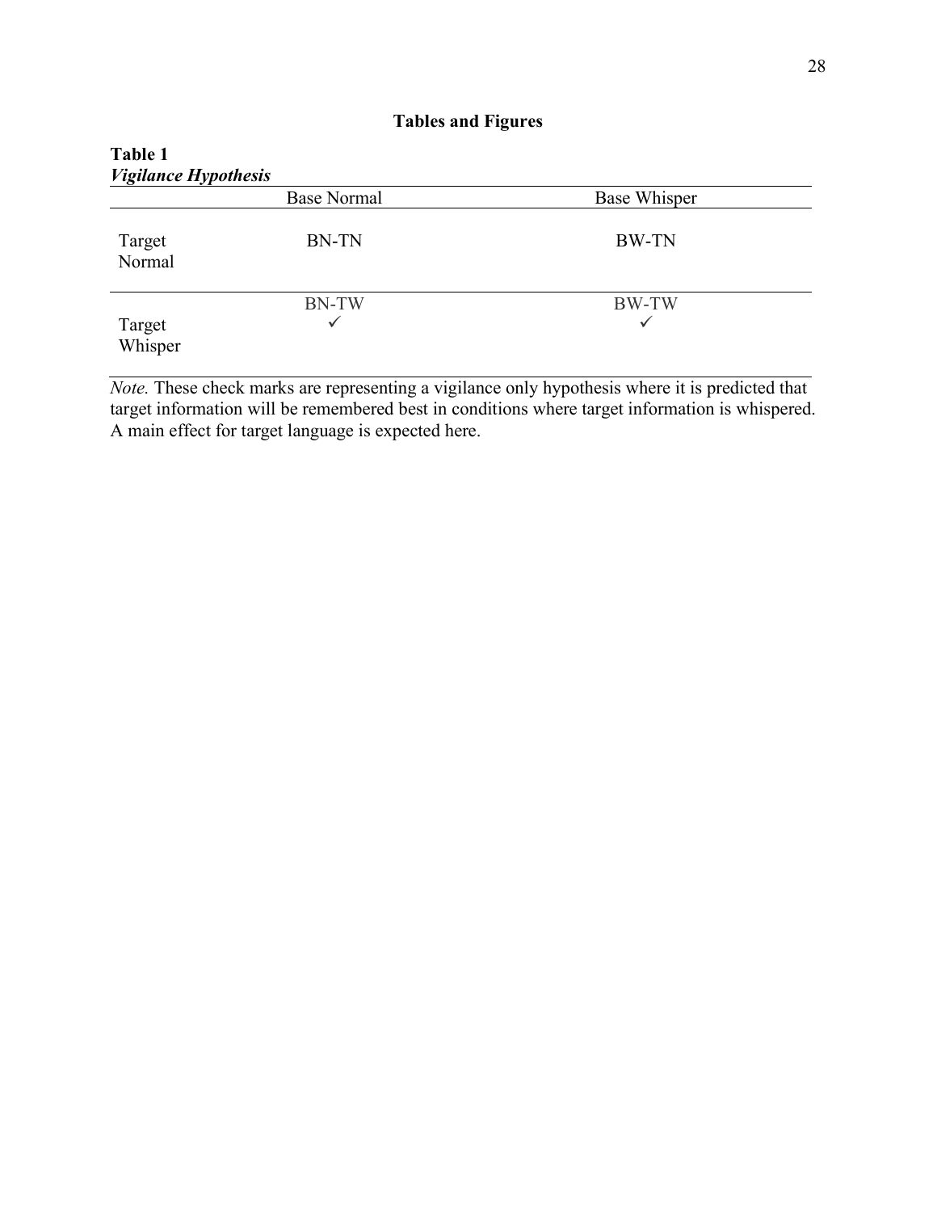**Tables and Figures**

**Table 1**
***Vigilance Hypothesis***

| | Base Normal | Base Whisper |
|---|---|---|
| Target Normal | BN-TN | BW-TN |
| Target Whisper | BN-TW ✓ | BW-TW ✓ |

*Note.* These check marks are representing a vigilance only hypothesis where it is predicted that target information will be remembered best in conditions where target information is whispered. A main effect for target language is expected here.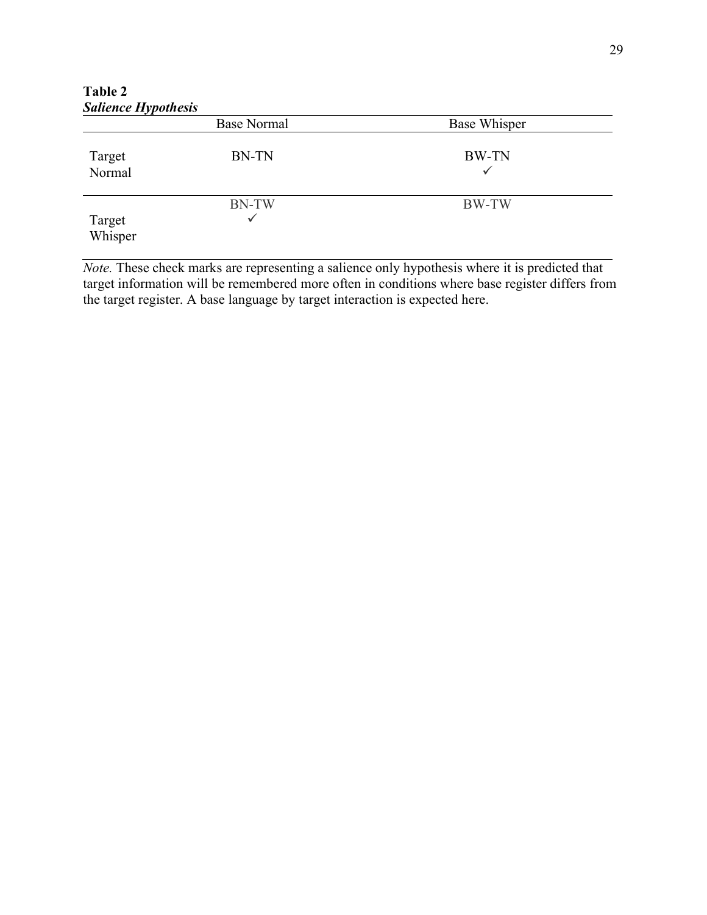**Table 2**
***Salience Hypothesis***

| | Base Normal | Base Whisper |
|---|---|---|
| Target Normal | BN-TN | BW-TN ✓ |
| Target Whisper | BN-TW ✓ | BW-TW |

*Note.* These check marks are representing a salience only hypothesis where it is predicted that target information will be remembered more often in conditions where base register differs from the target register. A base language by target interaction is expected here.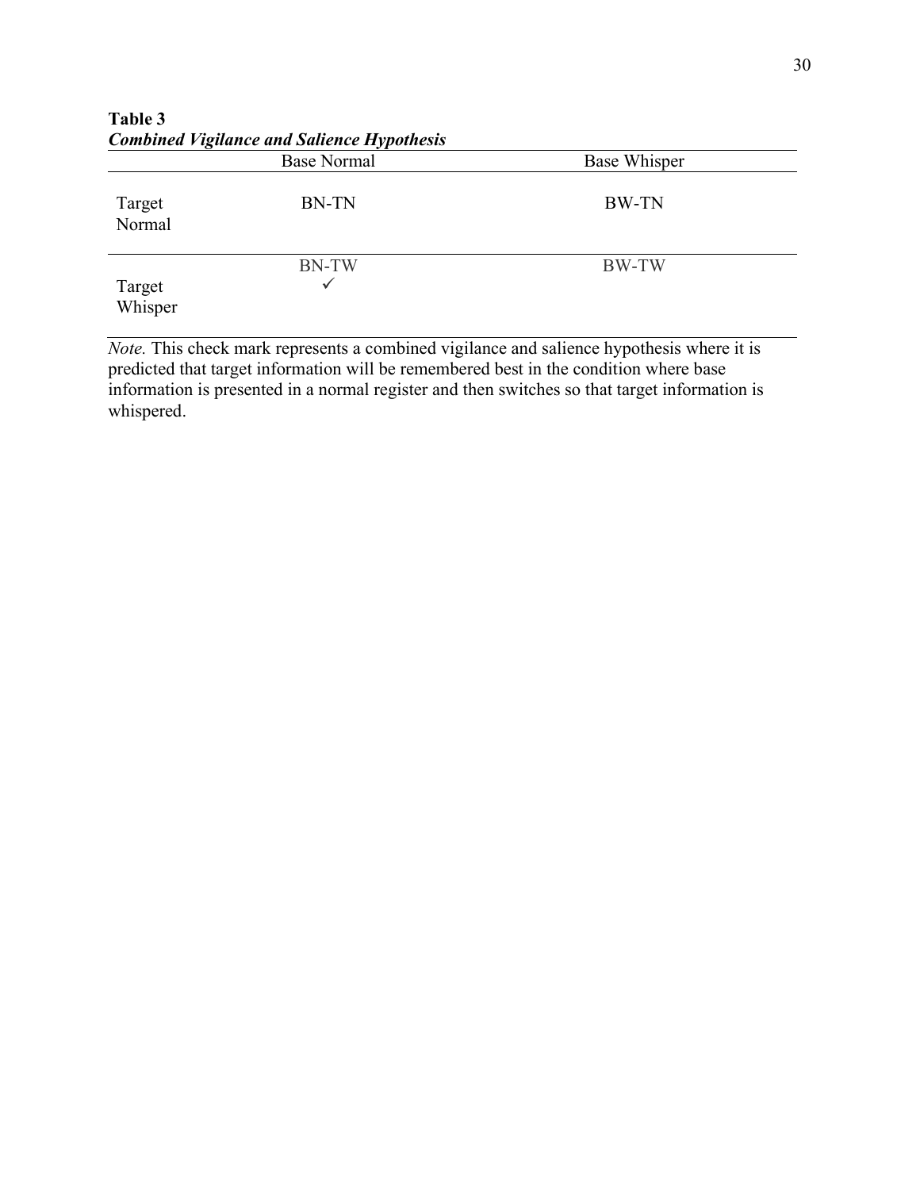**Table 3**

***Combined Vigilance and Salience Hypothesis***

| | Base Normal | Base Whisper |
|---|---|---|
| Target Normal | BN-TN | BW-TN |
| Target Whisper | BN-TW ✓ | BW-TW |

*Note.* This check mark represents a combined vigilance and salience hypothesis where it is predicted that target information will be remembered best in the condition where base information is presented in a normal register and then switches so that target information is whispered.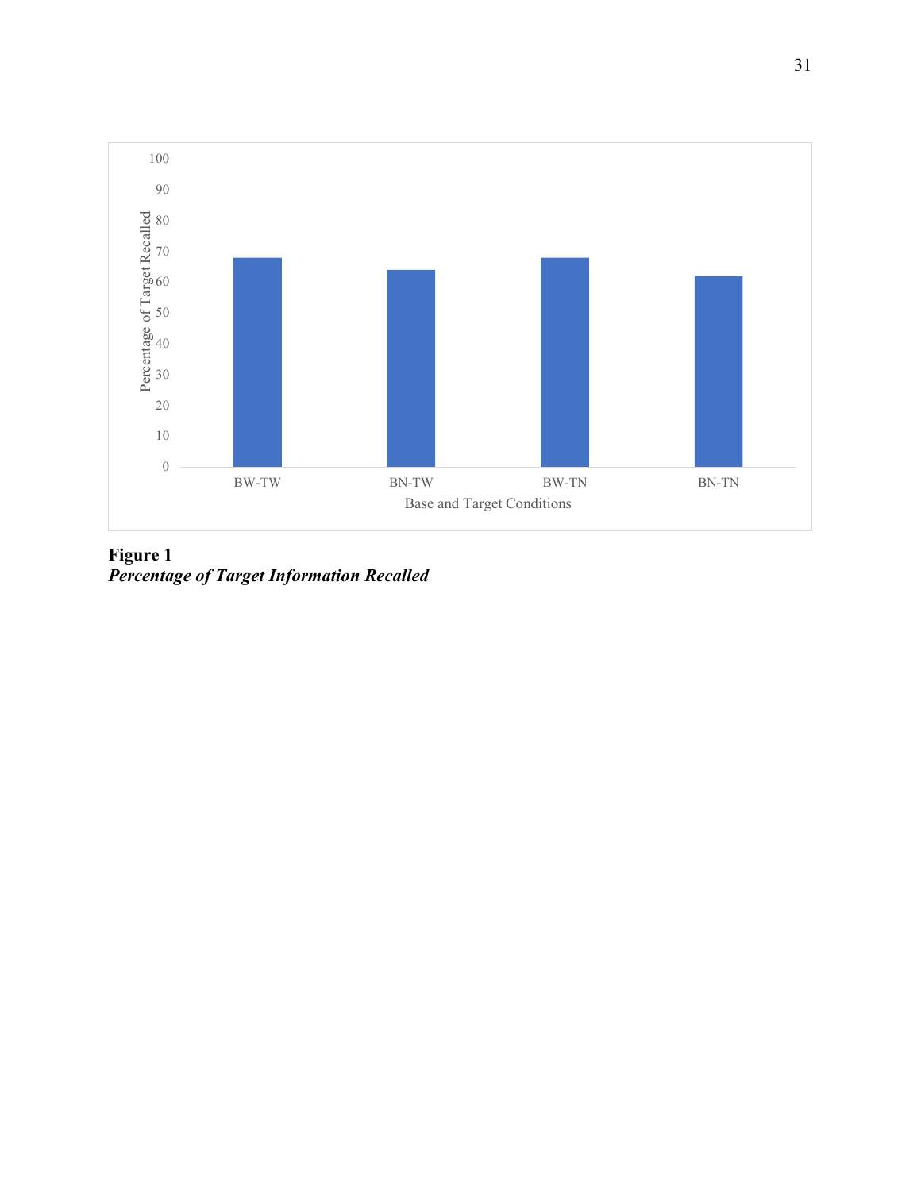100
90
80
70
60
50
40
30
20
10
0

Percentage of Target Recalled

BW-TW
BN-TW
BW-TN
BN-TN

Base and Target Conditions

**Figure 1**
***Percentage of Target Information Recalled***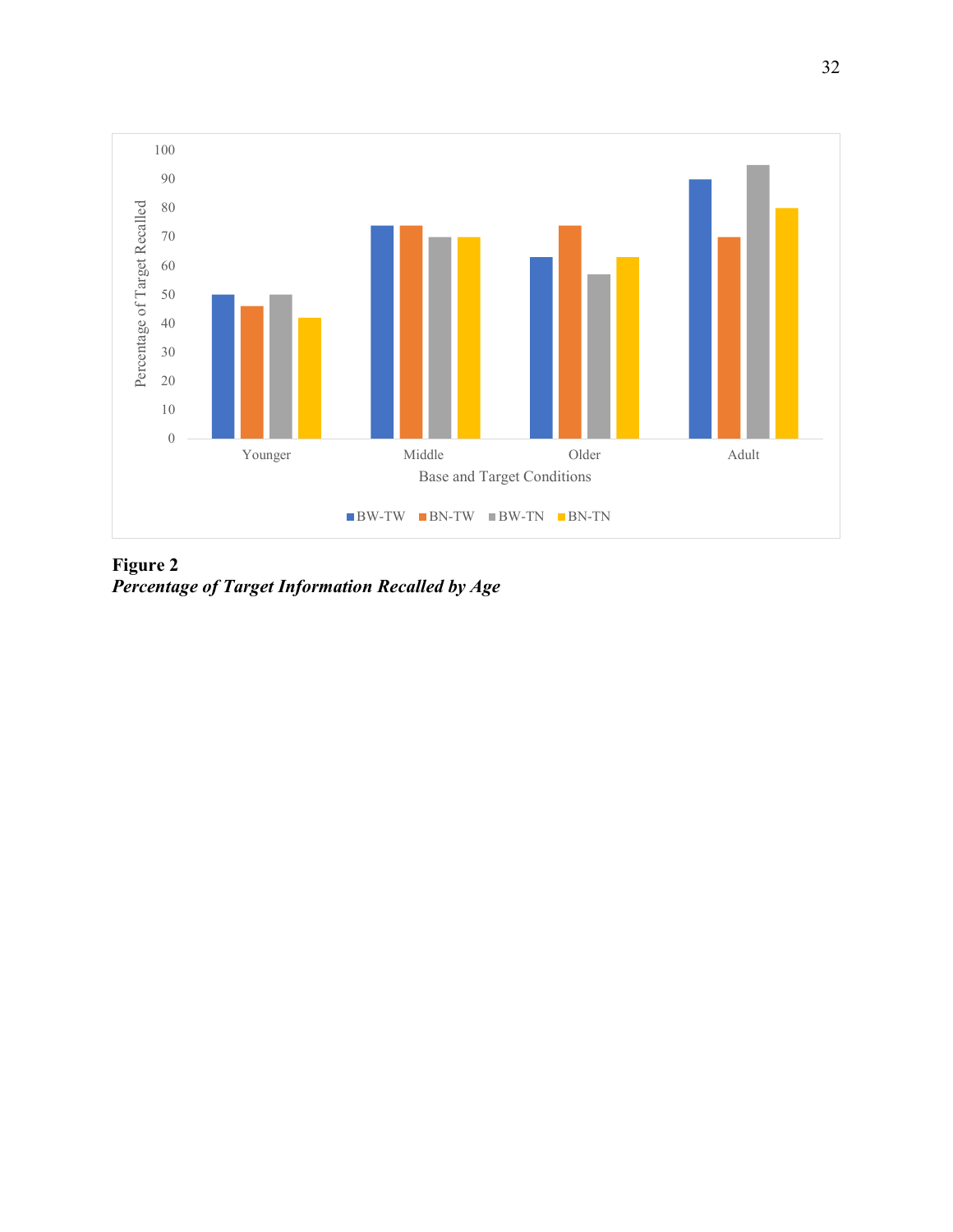100
90
80
70
60
50
40
30
20
10
0

Percentage of Target Recalled

Younger
Middle
Older
Adult

Base and Target Conditions

BW-TW BN-TW BW-TN BN-TN

**Figure 2**
***Percentage of Target Information Recalled by Age***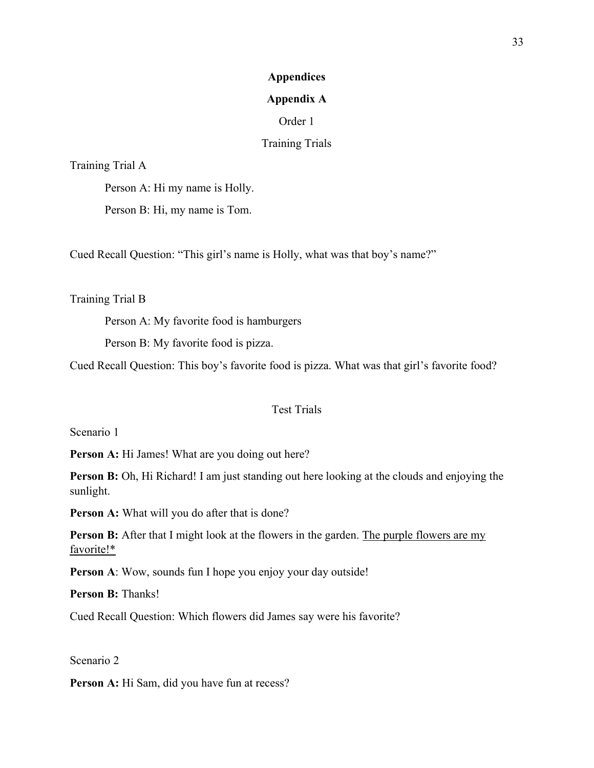# Appendices

## Appendix A

Order 1

Training Trials

Training Trial A

Person A: Hi my name is Holly.

Person B: Hi, my name is Tom.

Cued Recall Question: "This girl's name is Holly, what was that boy's name?"

Training Trial B

Person A: My favorite food is hamburgers

Person B: My favorite food is pizza.

Cued Recall Question: This boy's favorite food is pizza. What was that girl's favorite food?

Test Trials

Scenario 1

**Person A:** Hi James! What are you doing out here?

**Person B:** Oh, Hi Richard! I am just standing out here looking at the clouds and enjoying the sunlight.

**Person A:** What will you do after that is done?

**Person B:** After that I might look at the flowers in the garden. <u>The purple flowers are my favorite!*</u>

**Person A**: Wow, sounds fun I hope you enjoy your day outside!

**Person B:** Thanks!

Cued Recall Question: Which flowers did James say were his favorite?

Scenario 2

**Person A:** Hi Sam, did you have fun at recess?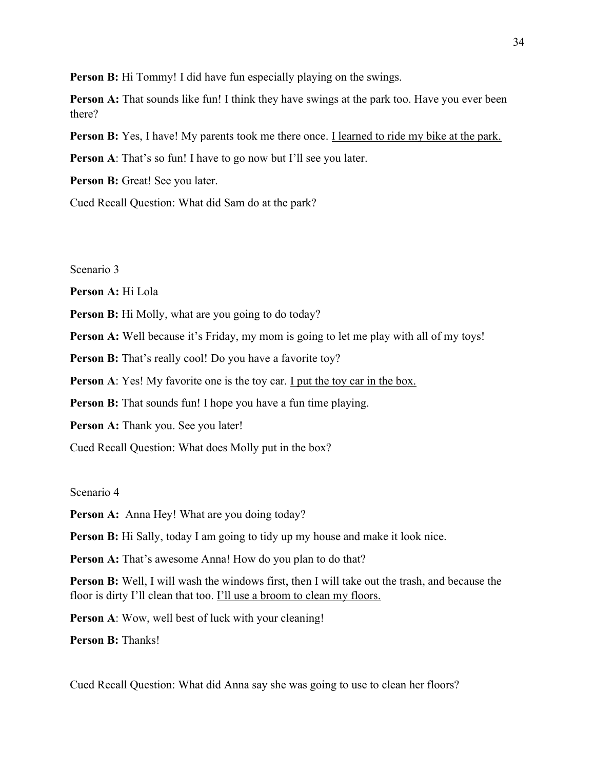**Person B:** Hi Tommy! I did have fun especially playing on the swings.

**Person A:** That sounds like fun! I think they have swings at the park too. Have you ever been there?

**Person B:** Yes, I have! My parents took me there once. <u>I learned to ride my bike at the park.</u>

**Person A**: That's so fun! I have to go now but I'll see you later.

**Person B:** Great! See you later.

Cued Recall Question: What did Sam do at the park?

Scenario 3

**Person A:** Hi Lola

**Person B:** Hi Molly, what are you going to do today?

**Person A:** Well because it's Friday, my mom is going to let me play with all of my toys!

**Person B:** That's really cool! Do you have a favorite toy?

**Person A**: Yes! My favorite one is the toy car. <u>I put the toy car in the box.</u>

**Person B:** That sounds fun! I hope you have a fun time playing.

**Person A:** Thank you. See you later!

Cued Recall Question: What does Molly put in the box?

Scenario 4

**Person A:** Anna Hey! What are you doing today?

**Person B:** Hi Sally, today I am going to tidy up my house and make it look nice.

**Person A:** That's awesome Anna! How do you plan to do that?

**Person B:** Well, I will wash the windows first, then I will take out the trash, and because the floor is dirty I'll clean that too. <u>I'll use a broom to clean my floors.</u>

**Person A**: Wow, well best of luck with your cleaning!

**Person B:** Thanks!

Cued Recall Question: What did Anna say she was going to use to clean her floors?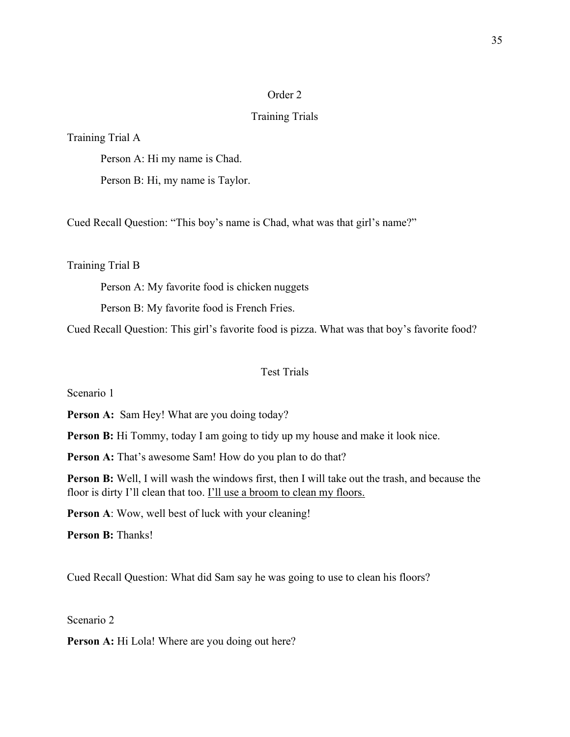Order 2

Training Trials

Training Trial A

Person A: Hi my name is Chad.

Person B: Hi, my name is Taylor.

Cued Recall Question: "This boy's name is Chad, what was that girl's name?"

Training Trial B

Person A: My favorite food is chicken nuggets

Person B: My favorite food is French Fries.

Cued Recall Question: This girl's favorite food is pizza. What was that boy's favorite food?

Test Trials

Scenario 1

**Person A:** Sam Hey! What are you doing today?

**Person B:** Hi Tommy, today I am going to tidy up my house and make it look nice.

**Person A:** That's awesome Sam! How do you plan to do that?

**Person B:** Well, I will wash the windows first, then I will take out the trash, and because the floor is dirty I'll clean that too. <u>I'll use a broom to clean my floors.</u>

**Person A**: Wow, well best of luck with your cleaning!

**Person B:** Thanks!

Cued Recall Question: What did Sam say he was going to use to clean his floors?

Scenario 2

**Person A:** Hi Lola! Where are you doing out here?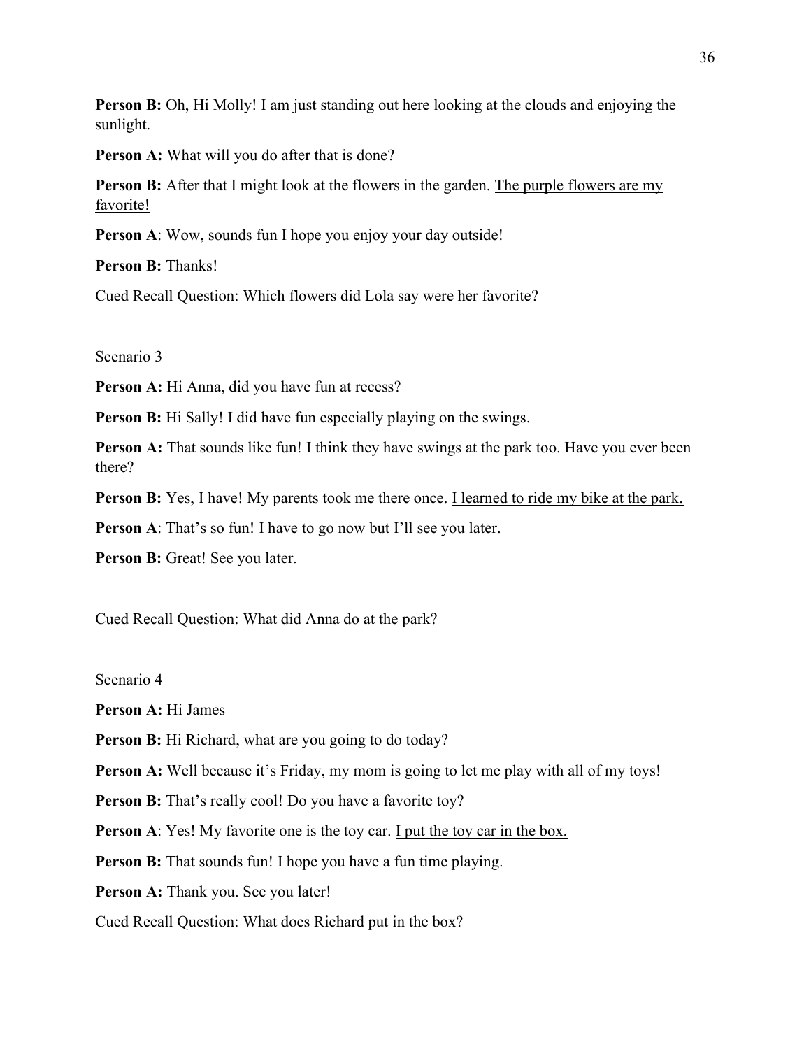**Person B:** Oh, Hi Molly! I am just standing out here looking at the clouds and enjoying the sunlight.

**Person A:** What will you do after that is done?

**Person B:** After that I might look at the flowers in the garden. <u>The purple flowers are my favorite!</u>

**Person A**: Wow, sounds fun I hope you enjoy your day outside!

**Person B:** Thanks!

Cued Recall Question: Which flowers did Lola say were her favorite?

Scenario 3

**Person A:** Hi Anna, did you have fun at recess?

**Person B:** Hi Sally! I did have fun especially playing on the swings.

**Person A:** That sounds like fun! I think they have swings at the park too. Have you ever been there?

**Person B:** Yes, I have! My parents took me there once. <u>I learned to ride my bike at the park.</u>

**Person A**: That's so fun! I have to go now but I'll see you later.

**Person B:** Great! See you later.

Cued Recall Question: What did Anna do at the park?

Scenario 4

**Person A:** Hi James

**Person B:** Hi Richard, what are you going to do today?

**Person A:** Well because it's Friday, my mom is going to let me play with all of my toys!

**Person B:** That's really cool! Do you have a favorite toy?

**Person A**: Yes! My favorite one is the toy car. <u>I put the toy car in the box.</u>

**Person B:** That sounds fun! I hope you have a fun time playing.

**Person A:** Thank you. See you later!

Cued Recall Question: What does Richard put in the box?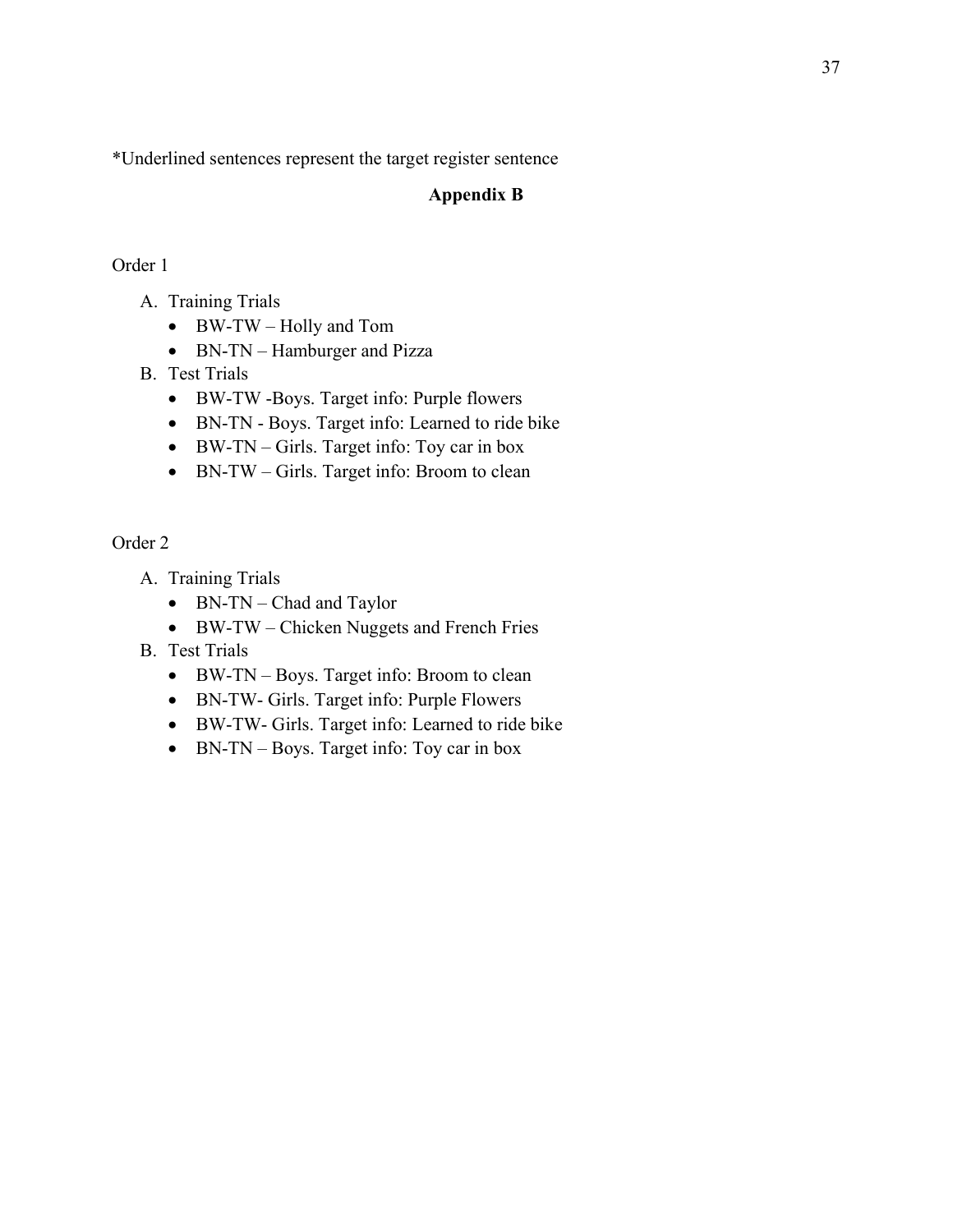*Underlined sentences represent the target register sentence

## Appendix B

Order 1

A. Training Trials
   - BW-TW – Holly and Tom
   - BN-TN – Hamburger and Pizza
B. Test Trials
   - BW-TW -Boys. Target info: Purple flowers
   - BN-TN - Boys. Target info: Learned to ride bike
   - BW-TN – Girls. Target info: Toy car in box
   - BN-TW – Girls. Target info: Broom to clean

Order 2

A. Training Trials
   - BN-TN – Chad and Taylor
   - BW-TW – Chicken Nuggets and French Fries
B. Test Trials
   - BW-TN – Boys. Target info: Broom to clean
   - BN-TW- Girls. Target info: Purple Flowers
   - BW-TW- Girls. Target info: Learned to ride bike
   - BN-TN – Boys. Target info: Toy car in box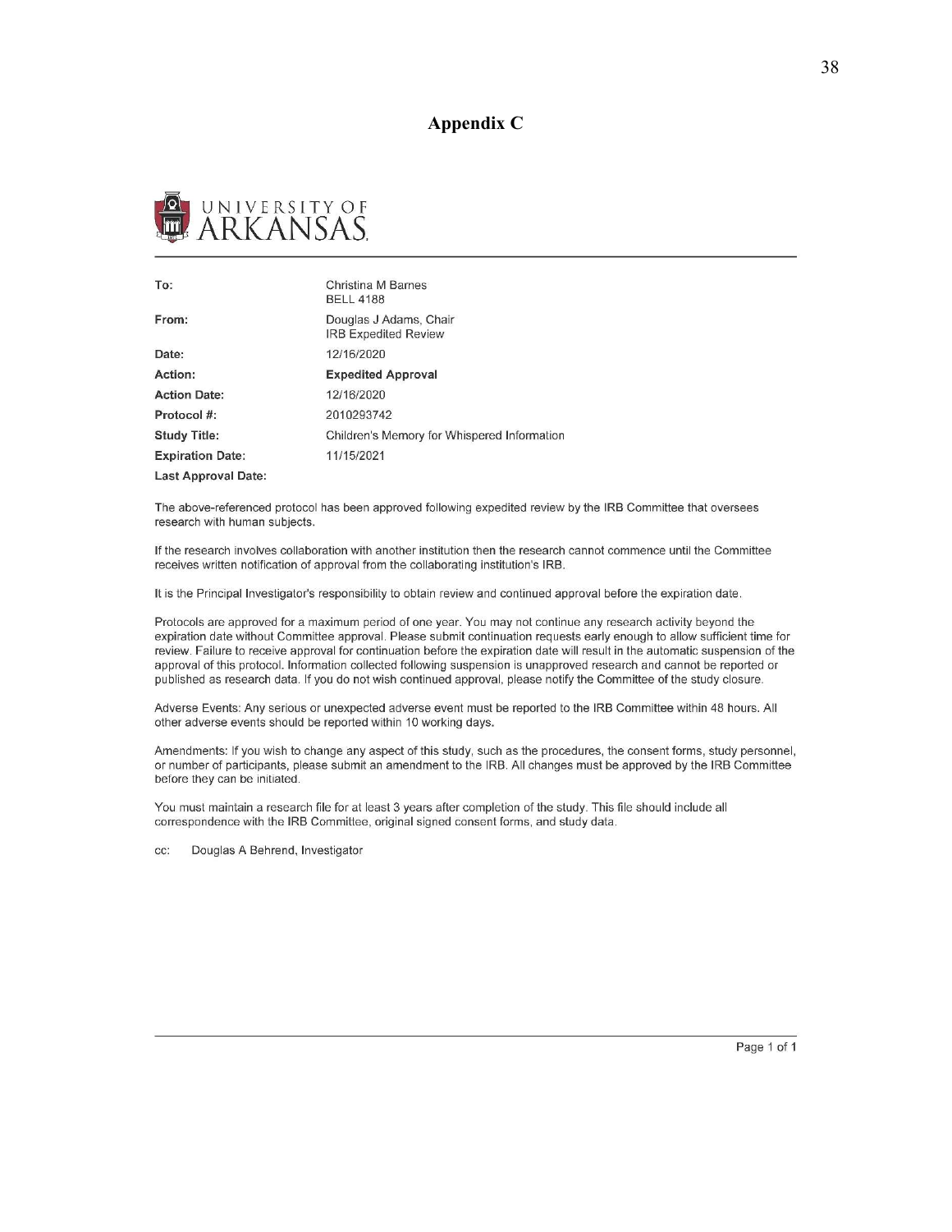## Appendix C

UNIVERSITY OF ARKANSAS

| | |
|---|---|
| **To:** | Christina M Barnes<br>BELL 4188 |
| **From:** | Douglas J Adams, Chair<br>IRB Expedited Review |
| **Date:** | 12/16/2020 |
| **Action:** | **Expedited Approval** |
| **Action Date:** | 12/16/2020 |
| **Protocol #:** | 2010293742 |
| **Study Title:** | Children's Memory for Whispered Information |
| **Expiration Date:** | 11/15/2021 |
| **Last Approval Date:** | |

The above-referenced protocol has been approved following expedited review by the IRB Committee that oversees research with human subjects.

If the research involves collaboration with another institution then the research cannot commence until the Committee receives written notification of approval from the collaborating institution's IRB.

It is the Principal Investigator's responsibility to obtain review and continued approval before the expiration date.

Protocols are approved for a maximum period of one year. You may not continue any research activity beyond the expiration date without Committee approval. Please submit continuation requests early enough to allow sufficient time for review. Failure to receive approval for continuation before the expiration date will result in the automatic suspension of the approval of this protocol. Information collected following suspension is unapproved research and cannot be reported or published as research data. If you do not wish continued approval, please notify the Committee of the study closure.

Adverse Events: Any serious or unexpected adverse event must be reported to the IRB Committee within 48 hours. All other adverse events should be reported within 10 working days.

Amendments: If you wish to change any aspect of this study, such as the procedures, the consent forms, study personnel, or number of participants, please submit an amendment to the IRB. All changes must be approved by the IRB Committee before they can be initiated.

You must maintain a research file for at least 3 years after completion of the study. This file should include all correspondence with the IRB Committee, original signed consent forms, and study data.

cc: Douglas A Behrend, Investigator